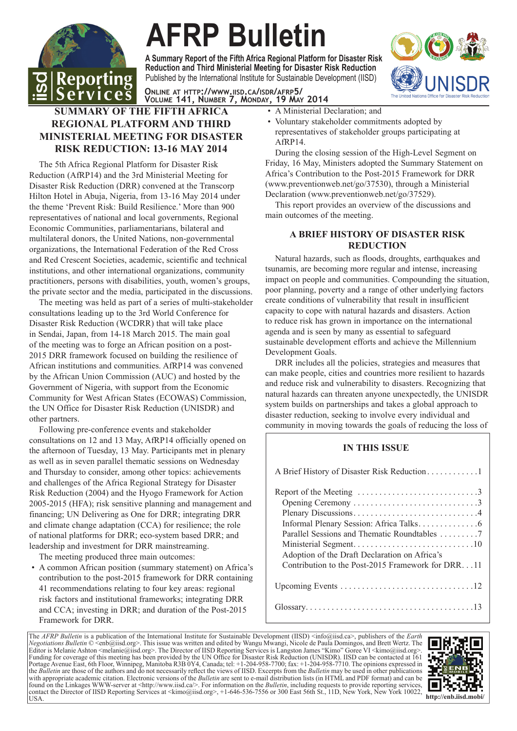# AFRP Bulletin

**A Summary Report of the Fifth Africa Regional Platform for Disaster Risk Reduction and Third Ministerial Meeting for Disaster Risk Reduction**

Published by the International Institute for Sustainable Development (IISD)

Online at http://www.iisd.ca/isdr/afrp5/

Volume 141, Number 7, Monday, 19 May 2014

## SUMMARY OF THE FIFTH AFRICA REGIONAL PLATFORM AND THIRD MINISTERIAL MEETING FOR DISASTER RISK REDUCTION: 13-16 MAY 2014

The 5th Africa Regional Platform for Disaster Risk Reduction (AfRP14) and the 3rd Ministerial Meeting for Disaster Risk Reduction (DRR) convened at the Transcorp Hilton Hotel in Abuja, Nigeria, from 13-16 May 2014 under the theme 'Prevent Risk: Build Resilience.' More than 900 representatives of national and local governments, Regional Economic Communities, parliamentarians, bilateral and multilateral donors, the United Nations, non-governmental organizations, the International Federation of the Red Cross and Red Crescent Societies, academic, scientific and technical institutions, and other international organizations, community practitioners, persons with disabilities, youth, women's groups, the private sector and the media, participated in the discussions.

The meeting was held as part of a series of multi-stakeholder consultations leading up to the 3rd World Conference for Disaster Risk Reduction (WCDRR) that will take place in Sendai, Japan, from 14-18 March 2015. The main goal of the meeting was to forge an African position on a post-2015 DRR framework focused on building the resilience of African institutions and communities. AfRP14 was convened by the African Union Commission (AUC) and hosted by the Government of Nigeria, with support from the Economic Community for West African States (ECOWAS) Commission, the UN Office for Disaster Risk Reduction (UNISDR) and other partners.

Following pre-conference events and stakeholder consultations on 12 and 13 May, AfRP14 officially opened on the afternoon of Tuesday, 13 May. Participants met in plenary as well as in seven parallel thematic sessions on Wednesday and Thursday to consider, among other topics: achievements and challenges of the Africa Regional Strategy for Disaster Risk Reduction (2004) and the Hyogo Framework for Action 2005-2015 (HFA); risk sensitive planning and management and financing; UN Delivering as One for DRR; integrating DRR and climate change adaptation (CCA) for resilience; the role of national platforms for DRR; eco-system based DRR; and leadership and investment for DRR mainstreaming.

The meeting produced three main outcomes:

- A common African position (summary statement) on Africa's contribution to the post-2015 framework for DRR containing 41 recommendations relating to four key areas: regional risk factors and institutional frameworks; integrating DRR and CCA; investing in DRR; and duration of the Post-2015 Framework for DRR.
- A Ministerial Declaration; and
- Voluntary stakeholder commitments adopted by representatives of stakeholder groups participating at AfRP14.

During the closing session of the High-Level Segment on Friday, 16 May, Ministers adopted the Summary Statement on Africa's Contribution to the Post-2015 Framework for DRR (www.preventionweb.net/go/37530), through a Ministerial Declaration (www.preventionweb.net/go/37529).

This report provides an overview of the discussions and main outcomes of the meeting.

## A BRIEF HISTORY OF DISASTER RISK REDUCTION

Natural hazards, such as floods, droughts, earthquakes and tsunamis, are becoming more regular and intense, increasing impact on people and communities. Compounding the situation, poor planning, poverty and a range of other underlying factors create conditions of vulnerability that result in insufficient capacity to cope with natural hazards and disasters. Action to reduce risk has grown in importance on the international agenda and is seen by many as essential to safeguard sustainable development efforts and achieve the Millennium Development Goals.

DRR includes all the policies, strategies and measures that can make people, cities and countries more resilient to hazards and reduce risk and vulnerability to disasters. Recognizing that natural hazards can threaten anyone unexpectedly, the UNISDR system builds on partnerships and takes a global approach to disaster reduction, seeking to involve every individual and community in moving towards the goals of reducing the loss of

### IN THIS ISSUE

A Brief History of Disaster Risk Reduction . . . . . . . . . . . .1

Report of the Meeting . . . . . . . . . . . . . . . . . . . . . . . . . . .3
- Opening Ceremony . . . . . . . . . . . . . . . . . . . . . . . . . . . .3
- Plenary Discussions. . . . . . . . . . . . . . . . . . . . . . . . . . . .4
- Informal Plenary Session: Africa Talks. . . . . . . . . . . . . .6
- Parallel Sessions and Thematic Roundtables . . . . . . . . .7
- Ministerial Segment. . . . . . . . . . . . . . . . . . . . . . . . . . .10
- Adoption of the Draft Declaration on Africa's Contribution to the Post-2015 Framework for DRR. . .11

Upcoming Events . . . . . . . . . . . . . . . . . . . . . . . . . . . . . .12

Glossary. . . . . . . . . . . . . . . . . . . . . . . . . . . . . . . . . . . . . .13

The *AFRP Bulletin* is a publication of the International Institute for Sustainable Development (IISD) <info@iisd.ca>, publishers of the *Earth Negotiations Bulletin* © <enb@iisd.org>. This issue was written and edited by Wangu Mwangi, Nicole de Paula Domingos, and Brett Wertz. The Editor is Melanie Ashton <melanie@iisd.org>. The Director of IISD Reporting Services is Langston James "Kimo" Goree VI <kimo@iisd.org>. Funding for coverage of this meeting has been provided by the UN Office for Disaster Risk Reduction (UNISDR). IISD can be contacted at 161 Portage Avenue East, 6th Floor, Winnipeg, Manitoba R3B 0Y4, Canada; tel: +1-204-958-7700; fax: +1-204-958-7710. The opinions expressed in the *Bulletin* are those of the authors and do not necessarily reflect the views of IISD. Excerpts from the *Bulletin* may be used in other publications with appropriate academic citation. Electronic versions of the *Bulletin* are sent to e-mail distribution lists (in HTML and PDF format) and can be found on the Linkages WWW-server at <http://www.iisd.ca/>. For information on the *Bulletin*, including requests to provide reporting services, contact the Director of IISD Reporting Services at <kimo@iisd.org>, +1-646-536-7556 or 300 East 56th St., 11D, New York, New York 10022, USA.

http://enb.iisd.mobi/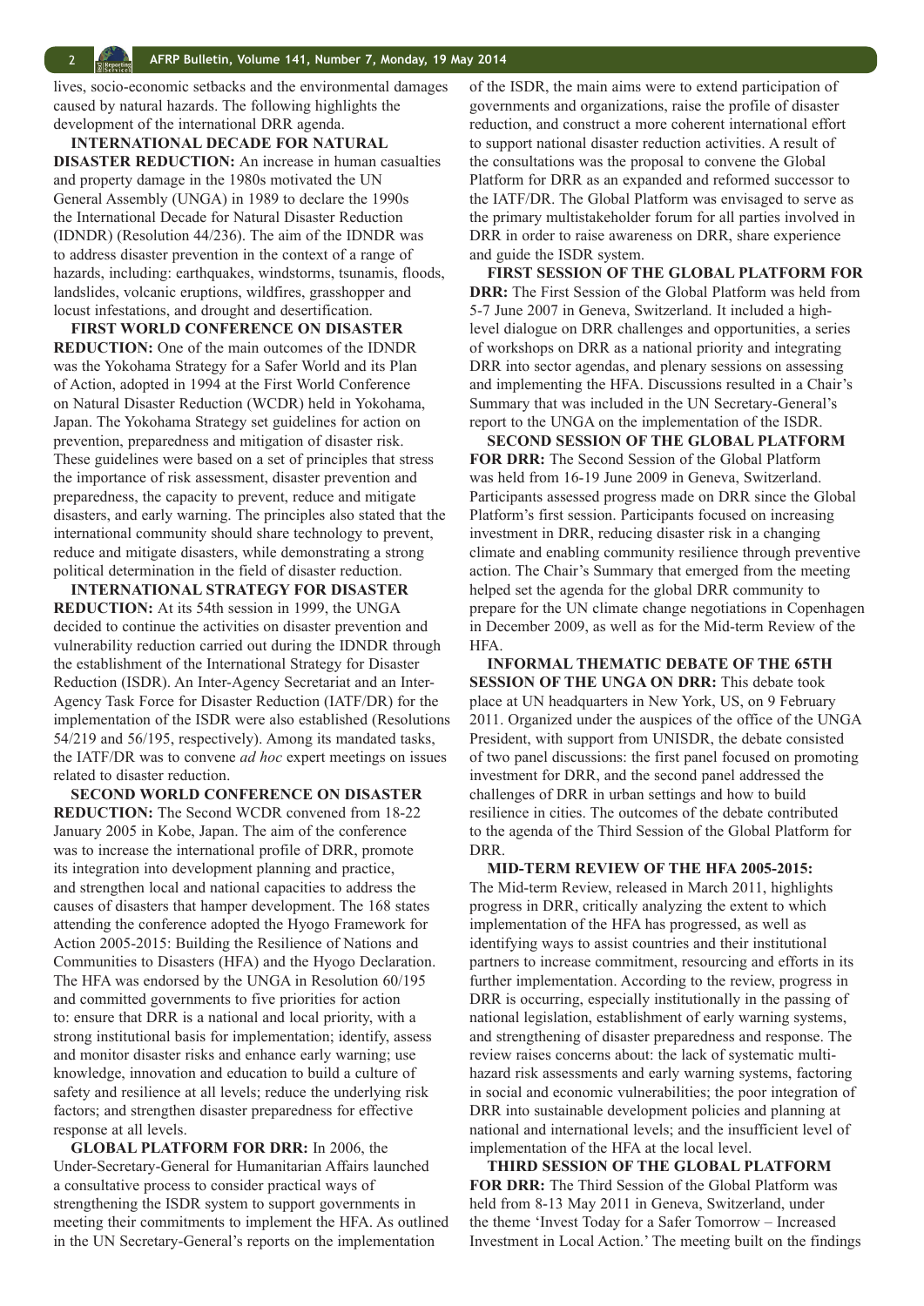lives, socio-economic setbacks and the environmental damages caused by natural hazards. The following highlights the development of the international DRR agenda.

**INTERNATIONAL DECADE FOR NATURAL DISASTER REDUCTION:** An increase in human casualties and property damage in the 1980s motivated the UN General Assembly (UNGA) in 1989 to declare the 1990s the International Decade for Natural Disaster Reduction (IDNDR) (Resolution 44/236). The aim of the IDNDR was to address disaster prevention in the context of a range of hazards, including: earthquakes, windstorms, tsunamis, floods, landslides, volcanic eruptions, wildfires, grasshopper and locust infestations, and drought and desertification.

**FIRST WORLD CONFERENCE ON DISASTER REDUCTION:** One of the main outcomes of the IDNDR was the Yokohama Strategy for a Safer World and its Plan of Action, adopted in 1994 at the First World Conference on Natural Disaster Reduction (WCDR) held in Yokohama, Japan. The Yokohama Strategy set guidelines for action on prevention, preparedness and mitigation of disaster risk. These guidelines were based on a set of principles that stress the importance of risk assessment, disaster prevention and preparedness, the capacity to prevent, reduce and mitigate disasters, and early warning. The principles also stated that the international community should share technology to prevent, reduce and mitigate disasters, while demonstrating a strong political determination in the field of disaster reduction.

**INTERNATIONAL STRATEGY FOR DISASTER REDUCTION:** At its 54th session in 1999, the UNGA decided to continue the activities on disaster prevention and vulnerability reduction carried out during the IDNDR through the establishment of the International Strategy for Disaster Reduction (ISDR). An Inter-Agency Secretariat and an Inter-Agency Task Force for Disaster Reduction (IATF/DR) for the implementation of the ISDR were also established (Resolutions 54/219 and 56/195, respectively). Among its mandated tasks, the IATF/DR was to convene *ad hoc* expert meetings on issues related to disaster reduction.

**SECOND WORLD CONFERENCE ON DISASTER REDUCTION:** The Second WCDR convened from 18-22 January 2005 in Kobe, Japan. The aim of the conference was to increase the international profile of DRR, promote its integration into development planning and practice, and strengthen local and national capacities to address the causes of disasters that hamper development. The 168 states attending the conference adopted the Hyogo Framework for Action 2005-2015: Building the Resilience of Nations and Communities to Disasters (HFA) and the Hyogo Declaration. The HFA was endorsed by the UNGA in Resolution 60/195 and committed governments to five priorities for action to: ensure that DRR is a national and local priority, with a strong institutional basis for implementation; identify, assess and monitor disaster risks and enhance early warning; use knowledge, innovation and education to build a culture of safety and resilience at all levels; reduce the underlying risk factors; and strengthen disaster preparedness for effective response at all levels.

**GLOBAL PLATFORM FOR DRR:** In 2006, the Under-Secretary-General for Humanitarian Affairs launched a consultative process to consider practical ways of strengthening the ISDR system to support governments in meeting their commitments to implement the HFA. As outlined in the UN Secretary-General's reports on the implementation of the ISDR, the main aims were to extend participation of governments and organizations, raise the profile of disaster reduction, and construct a more coherent international effort to support national disaster reduction activities. A result of the consultations was the proposal to convene the Global Platform for DRR as an expanded and reformed successor to the IATF/DR. The Global Platform was envisaged to serve as the primary multistakeholder forum for all parties involved in DRR in order to raise awareness on DRR, share experience and guide the ISDR system.

**FIRST SESSION OF THE GLOBAL PLATFORM FOR DRR:** The First Session of the Global Platform was held from 5-7 June 2007 in Geneva, Switzerland. It included a high-level dialogue on DRR challenges and opportunities, a series of workshops on DRR as a national priority and integrating DRR into sector agendas, and plenary sessions on assessing and implementing the HFA. Discussions resulted in a Chair's Summary that was included in the UN Secretary-General's report to the UNGA on the implementation of the ISDR.

**SECOND SESSION OF THE GLOBAL PLATFORM FOR DRR:** The Second Session of the Global Platform was held from 16-19 June 2009 in Geneva, Switzerland. Participants assessed progress made on DRR since the Global Platform's first session. Participants focused on increasing investment in DRR, reducing disaster risk in a changing climate and enabling community resilience through preventive action. The Chair's Summary that emerged from the meeting helped set the agenda for the global DRR community to prepare for the UN climate change negotiations in Copenhagen in December 2009, as well as for the Mid-term Review of the HFA.

**INFORMAL THEMATIC DEBATE OF THE 65TH SESSION OF THE UNGA ON DRR:** This debate took place at UN headquarters in New York, US, on 9 February 2011. Organized under the auspices of the office of the UNGA President, with support from UNISDR, the debate consisted of two panel discussions: the first panel focused on promoting investment for DRR, and the second panel addressed the challenges of DRR in urban settings and how to build resilience in cities. The outcomes of the debate contributed to the agenda of the Third Session of the Global Platform for DRR.

**MID-TERM REVIEW OF THE HFA 2005-2015:** The Mid-term Review, released in March 2011, highlights progress in DRR, critically analyzing the extent to which implementation of the HFA has progressed, as well as identifying ways to assist countries and their institutional partners to increase commitment, resourcing and efforts in its further implementation. According to the review, progress in DRR is occurring, especially institutionally in the passing of national legislation, establishment of early warning systems, and strengthening of disaster preparedness and response. The review raises concerns about: the lack of systematic multi-hazard risk assessments and early warning systems, factoring in social and economic vulnerabilities; the poor integration of DRR into sustainable development policies and planning at national and international levels; and the insufficient level of implementation of the HFA at the local level.

**THIRD SESSION OF THE GLOBAL PLATFORM FOR DRR:** The Third Session of the Global Platform was held from 8-13 May 2011 in Geneva, Switzerland, under the theme 'Invest Today for a Safer Tomorrow – Increased Investment in Local Action.' The meeting built on the findings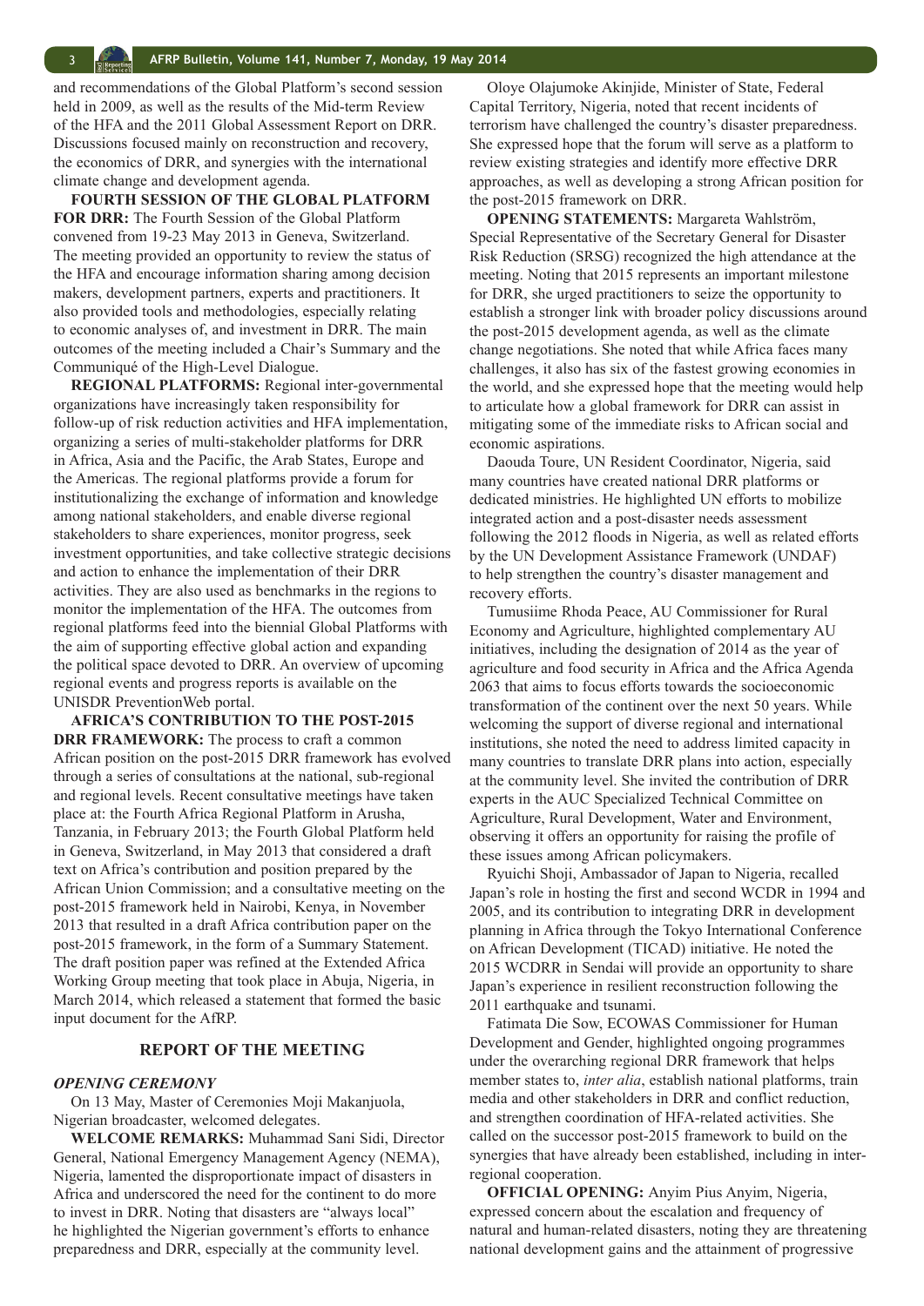and recommendations of the Global Platform's second session held in 2009, as well as the results of the Mid-term Review of the HFA and the 2011 Global Assessment Report on DRR. Discussions focused mainly on reconstruction and recovery, the economics of DRR, and synergies with the international climate change and development agenda.

**FOURTH SESSION OF THE GLOBAL PLATFORM FOR DRR:** The Fourth Session of the Global Platform convened from 19-23 May 2013 in Geneva, Switzerland. The meeting provided an opportunity to review the status of the HFA and encourage information sharing among decision makers, development partners, experts and practitioners. It also provided tools and methodologies, especially relating to economic analyses of, and investment in DRR. The main outcomes of the meeting included a Chair's Summary and the Communiqué of the High-Level Dialogue.

**REGIONAL PLATFORMS:** Regional inter-governmental organizations have increasingly taken responsibility for follow-up of risk reduction activities and HFA implementation, organizing a series of multi-stakeholder platforms for DRR in Africa, Asia and the Pacific, the Arab States, Europe and the Americas. The regional platforms provide a forum for institutionalizing the exchange of information and knowledge among national stakeholders, and enable diverse regional stakeholders to share experiences, monitor progress, seek investment opportunities, and take collective strategic decisions and action to enhance the implementation of their DRR activities. They are also used as benchmarks in the regions to monitor the implementation of the HFA. The outcomes from regional platforms feed into the biennial Global Platforms with the aim of supporting effective global action and expanding the political space devoted to DRR. An overview of upcoming regional events and progress reports is available on the UNISDR PreventionWeb portal.

**AFRICA'S CONTRIBUTION TO THE POST-2015 DRR FRAMEWORK:** The process to craft a common African position on the post-2015 DRR framework has evolved through a series of consultations at the national, sub-regional and regional levels. Recent consultative meetings have taken place at: the Fourth Africa Regional Platform in Arusha, Tanzania, in February 2013; the Fourth Global Platform held in Geneva, Switzerland, in May 2013 that considered a draft text on Africa's contribution and position prepared by the African Union Commission; and a consultative meeting on the post-2015 framework held in Nairobi, Kenya, in November 2013 that resulted in a draft Africa contribution paper on the post-2015 framework, in the form of a Summary Statement. The draft position paper was refined at the Extended Africa Working Group meeting that took place in Abuja, Nigeria, in March 2014, which released a statement that formed the basic input document for the AfRP.

## REPORT OF THE MEETING

### *OPENING CEREMONY*

On 13 May, Master of Ceremonies Moji Makanjuola, Nigerian broadcaster, welcomed delegates.

**WELCOME REMARKS:** Muhammad Sani Sidi, Director General, National Emergency Management Agency (NEMA), Nigeria, lamented the disproportionate impact of disasters in Africa and underscored the need for the continent to do more to invest in DRR. Noting that disasters are "always local" he highlighted the Nigerian government's efforts to enhance preparedness and DRR, especially at the community level.

Oloye Olajumoke Akinjide, Minister of State, Federal Capital Territory, Nigeria, noted that recent incidents of terrorism have challenged the country's disaster preparedness. She expressed hope that the forum will serve as a platform to review existing strategies and identify more effective DRR approaches, as well as developing a strong African position for the post-2015 framework on DRR.

**OPENING STATEMENTS:** Margareta Wahlström, Special Representative of the Secretary General for Disaster Risk Reduction (SRSG) recognized the high attendance at the meeting. Noting that 2015 represents an important milestone for DRR, she urged practitioners to seize the opportunity to establish a stronger link with broader policy discussions around the post-2015 development agenda, as well as the climate change negotiations. She noted that while Africa faces many challenges, it also has six of the fastest growing economies in the world, and she expressed hope that the meeting would help to articulate how a global framework for DRR can assist in mitigating some of the immediate risks to African social and economic aspirations.

Daouda Toure, UN Resident Coordinator, Nigeria, said many countries have created national DRR platforms or dedicated ministries. He highlighted UN efforts to mobilize integrated action and a post-disaster needs assessment following the 2012 floods in Nigeria, as well as related efforts by the UN Development Assistance Framework (UNDAF) to help strengthen the country's disaster management and recovery efforts.

Tumusiime Rhoda Peace, AU Commissioner for Rural Economy and Agriculture, highlighted complementary AU initiatives, including the designation of 2014 as the year of agriculture and food security in Africa and the Africa Agenda 2063 that aims to focus efforts towards the socioeconomic transformation of the continent over the next 50 years. While welcoming the support of diverse regional and international institutions, she noted the need to address limited capacity in many countries to translate DRR plans into action, especially at the community level. She invited the contribution of DRR experts in the AUC Specialized Technical Committee on Agriculture, Rural Development, Water and Environment, observing it offers an opportunity for raising the profile of these issues among African policymakers.

Ryuichi Shoji, Ambassador of Japan to Nigeria, recalled Japan's role in hosting the first and second WCDR in 1994 and 2005, and its contribution to integrating DRR in development planning in Africa through the Tokyo International Conference on African Development (TICAD) initiative. He noted the 2015 WCDRR in Sendai will provide an opportunity to share Japan's experience in resilient reconstruction following the 2011 earthquake and tsunami.

Fatimata Die Sow, ECOWAS Commissioner for Human Development and Gender, highlighted ongoing programmes under the overarching regional DRR framework that helps member states to, *inter alia*, establish national platforms, train media and other stakeholders in DRR and conflict reduction, and strengthen coordination of HFA-related activities. She called on the successor post-2015 framework to build on the synergies that have already been established, including in inter-regional cooperation.

**OFFICIAL OPENING:** Anyim Pius Anyim, Nigeria, expressed concern about the escalation and frequency of natural and human-related disasters, noting they are threatening national development gains and the attainment of progressive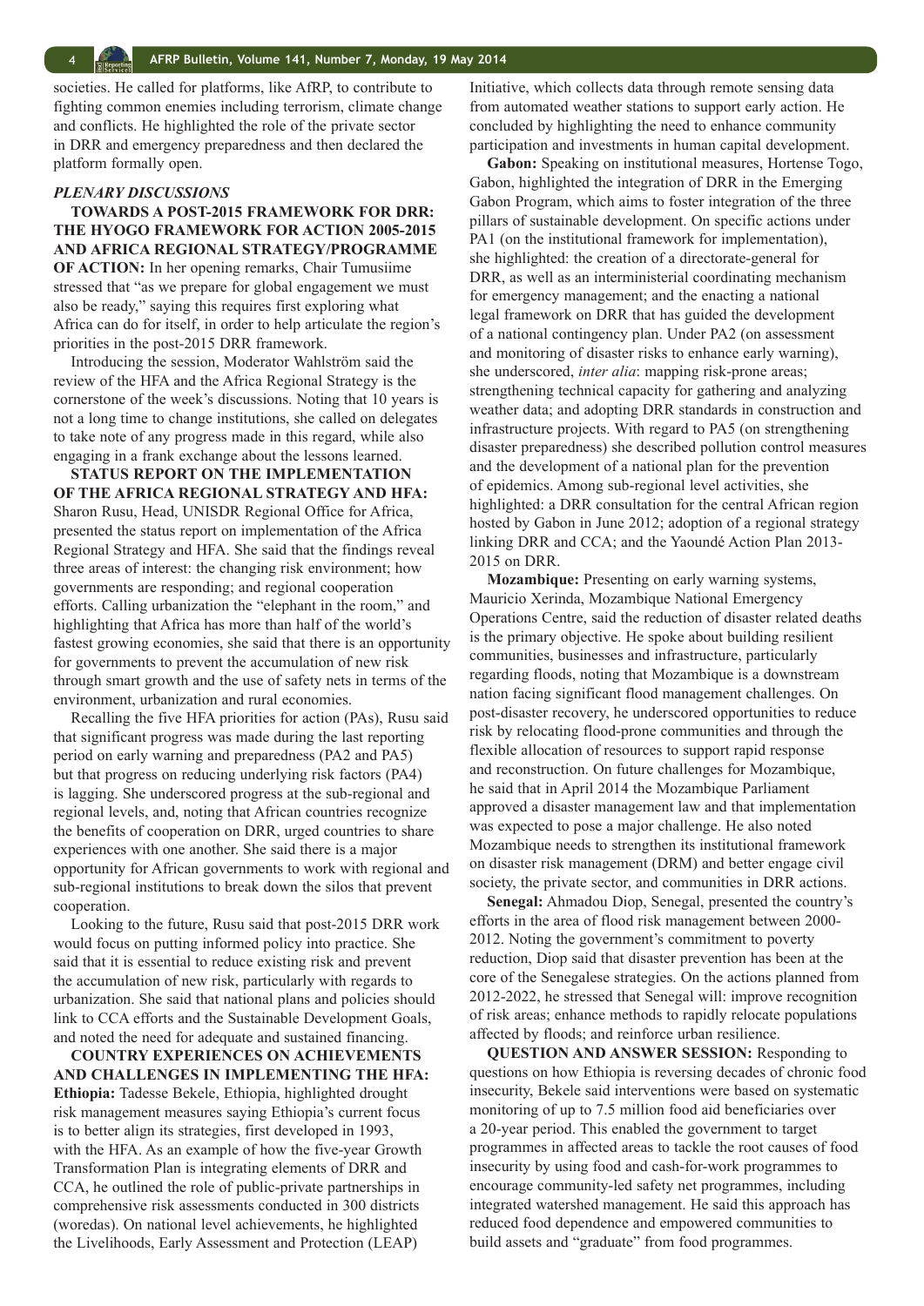societies. He called for platforms, like AfRP, to contribute to fighting common enemies including terrorism, climate change and conflicts. He highlighted the role of the private sector in DRR and emergency preparedness and then declared the platform formally open.

### *PLENARY DISCUSSIONS*

**TOWARDS A POST-2015 FRAMEWORK FOR DRR: THE HYOGO FRAMEWORK FOR ACTION 2005-2015 AND AFRICA REGIONAL STRATEGY/PROGRAMME OF ACTION:** In her opening remarks, Chair Tumusiime stressed that "as we prepare for global engagement we must also be ready," saying this requires first exploring what Africa can do for itself, in order to help articulate the region's priorities in the post-2015 DRR framework.

Introducing the session, Moderator Wahlström said the review of the HFA and the Africa Regional Strategy is the cornerstone of the week's discussions. Noting that 10 years is not a long time to change institutions, she called on delegates to take note of any progress made in this regard, while also engaging in a frank exchange about the lessons learned.

**STATUS REPORT ON THE IMPLEMENTATION OF THE AFRICA REGIONAL STRATEGY AND HFA:** Sharon Rusu, Head, UNISDR Regional Office for Africa, presented the status report on implementation of the Africa Regional Strategy and HFA. She said that the findings reveal three areas of interest: the changing risk environment; how governments are responding; and regional cooperation efforts. Calling urbanization the "elephant in the room," and highlighting that Africa has more than half of the world's fastest growing economies, she said that there is an opportunity for governments to prevent the accumulation of new risk through smart growth and the use of safety nets in terms of the environment, urbanization and rural economies.

Recalling the five HFA priorities for action (PAs), Rusu said that significant progress was made during the last reporting period on early warning and preparedness (PA2 and PA5) but that progress on reducing underlying risk factors (PA4) is lagging. She underscored progress at the sub-regional and regional levels, and, noting that African countries recognize the benefits of cooperation on DRR, urged countries to share experiences with one another. She said there is a major opportunity for African governments to work with regional and sub-regional institutions to break down the silos that prevent cooperation.

Looking to the future, Rusu said that post-2015 DRR work would focus on putting informed policy into practice. She said that it is essential to reduce existing risk and prevent the accumulation of new risk, particularly with regards to urbanization. She said that national plans and policies should link to CCA efforts and the Sustainable Development Goals, and noted the need for adequate and sustained financing.

**COUNTRY EXPERIENCES ON ACHIEVEMENTS AND CHALLENGES IN IMPLEMENTING THE HFA:** **Ethiopia:** Tadesse Bekele, Ethiopia, highlighted drought risk management measures saying Ethiopia's current focus is to better align its strategies, first developed in 1993, with the HFA. As an example of how the five-year Growth Transformation Plan is integrating elements of DRR and CCA, he outlined the role of public-private partnerships in comprehensive risk assessments conducted in 300 districts (woredas). On national level achievements, he highlighted the Livelihoods, Early Assessment and Protection (LEAP) Initiative, which collects data through remote sensing data from automated weather stations to support early action. He concluded by highlighting the need to enhance community participation and investments in human capital development.

**Gabon:** Speaking on institutional measures, Hortense Togo, Gabon, highlighted the integration of DRR in the Emerging Gabon Program, which aims to foster integration of the three pillars of sustainable development. On specific actions under PA1 (on the institutional framework for implementation), she highlighted: the creation of a directorate-general for DRR, as well as an interministerial coordinating mechanism for emergency management; and the enacting a national legal framework on DRR that has guided the development of a national contingency plan. Under PA2 (on assessment and monitoring of disaster risks to enhance early warning), she underscored, *inter alia*: mapping risk-prone areas; strengthening technical capacity for gathering and analyzing weather data; and adopting DRR standards in construction and infrastructure projects. With regard to PA5 (on strengthening disaster preparedness) she described pollution control measures and the development of a national plan for the prevention of epidemics. Among sub-regional level activities, she highlighted: a DRR consultation for the central African region hosted by Gabon in June 2012; adoption of a regional strategy linking DRR and CCA; and the Yaoundé Action Plan 2013-2015 on DRR.

**Mozambique:** Presenting on early warning systems, Mauricio Xerinda, Mozambique National Emergency Operations Centre, said the reduction of disaster related deaths is the primary objective. He spoke about building resilient communities, businesses and infrastructure, particularly regarding floods, noting that Mozambique is a downstream nation facing significant flood management challenges. On post-disaster recovery, he underscored opportunities to reduce risk by relocating flood-prone communities and through the flexible allocation of resources to support rapid response and reconstruction. On future challenges for Mozambique, he said that in April 2014 the Mozambique Parliament approved a disaster management law and that implementation was expected to pose a major challenge. He also noted Mozambique needs to strengthen its institutional framework on disaster risk management (DRM) and better engage civil society, the private sector, and communities in DRR actions.

**Senegal:** Ahmadou Diop, Senegal, presented the country's efforts in the area of flood risk management between 2000-2012. Noting the government's commitment to poverty reduction, Diop said that disaster prevention has been at the core of the Senegalese strategies. On the actions planned from 2012-2022, he stressed that Senegal will: improve recognition of risk areas; enhance methods to rapidly relocate populations affected by floods; and reinforce urban resilience.

**QUESTION AND ANSWER SESSION:** Responding to questions on how Ethiopia is reversing decades of chronic food insecurity, Bekele said interventions were based on systematic monitoring of up to 7.5 million food aid beneficiaries over a 20-year period. This enabled the government to target programmes in affected areas to tackle the root causes of food insecurity by using food and cash-for-work programmes to encourage community-led safety net programmes, including integrated watershed management. He said this approach has reduced food dependence and empowered communities to build assets and "graduate" from food programmes.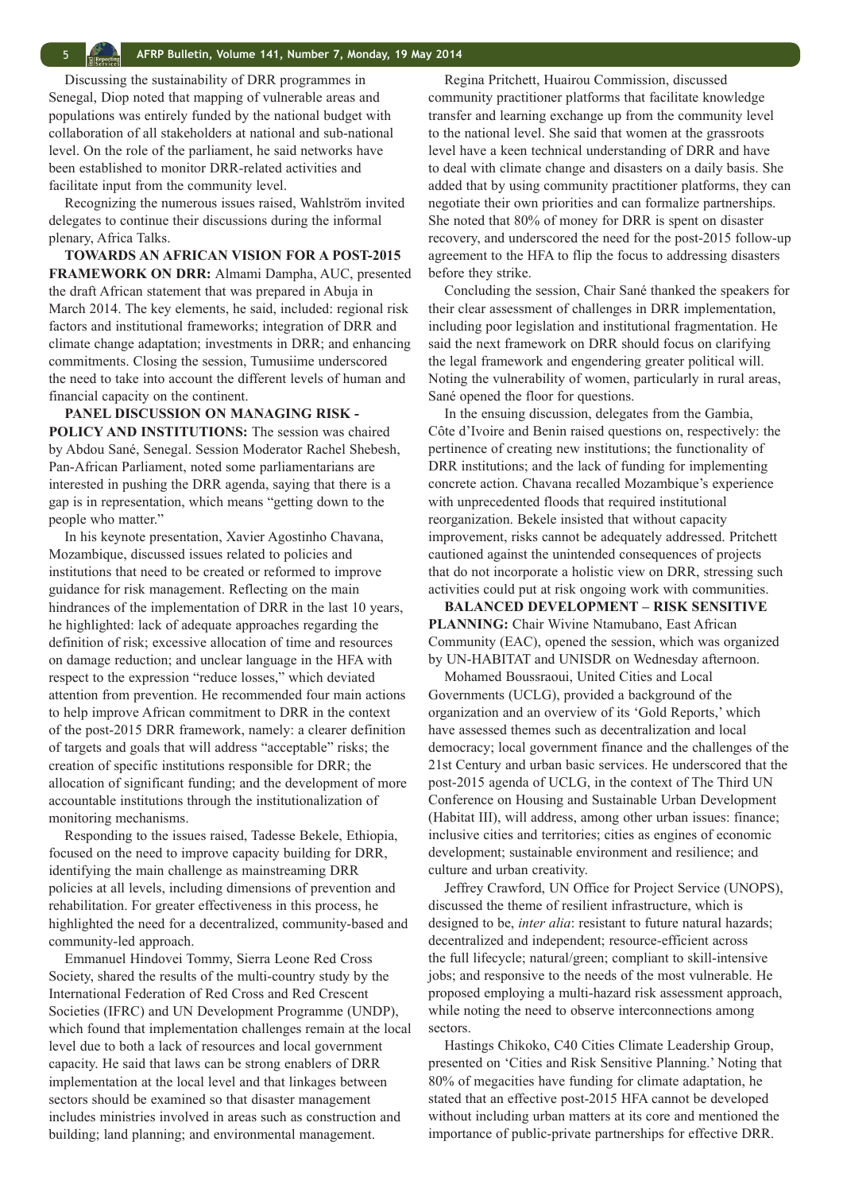Discussing the sustainability of DRR programmes in Senegal, Diop noted that mapping of vulnerable areas and populations was entirely funded by the national budget with collaboration of all stakeholders at national and sub-national level. On the role of the parliament, he said networks have been established to monitor DRR-related activities and facilitate input from the community level.

Recognizing the numerous issues raised, Wahlström invited delegates to continue their discussions during the informal plenary, Africa Talks.

**TOWARDS AN AFRICAN VISION FOR A POST-2015 FRAMEWORK ON DRR:** Almami Dampha, AUC, presented the draft African statement that was prepared in Abuja in March 2014. The key elements, he said, included: regional risk factors and institutional frameworks; integration of DRR and climate change adaptation; investments in DRR; and enhancing commitments. Closing the session, Tumusiime underscored the need to take into account the different levels of human and financial capacity on the continent.

**PANEL DISCUSSION ON MANAGING RISK - POLICY AND INSTITUTIONS:** The session was chaired by Abdou Sané, Senegal. Session Moderator Rachel Shebesh, Pan-African Parliament, noted some parliamentarians are interested in pushing the DRR agenda, saying that there is a gap is in representation, which means "getting down to the people who matter."

In his keynote presentation, Xavier Agostinho Chavana, Mozambique, discussed issues related to policies and institutions that need to be created or reformed to improve guidance for risk management. Reflecting on the main hindrances of the implementation of DRR in the last 10 years, he highlighted: lack of adequate approaches regarding the definition of risk; excessive allocation of time and resources on damage reduction; and unclear language in the HFA with respect to the expression "reduce losses," which deviated attention from prevention. He recommended four main actions to help improve African commitment to DRR in the context of the post-2015 DRR framework, namely: a clearer definition of targets and goals that will address "acceptable" risks; the creation of specific institutions responsible for DRR; the allocation of significant funding; and the development of more accountable institutions through the institutionalization of monitoring mechanisms.

Responding to the issues raised, Tadesse Bekele, Ethiopia, focused on the need to improve capacity building for DRR, identifying the main challenge as mainstreaming DRR policies at all levels, including dimensions of prevention and rehabilitation. For greater effectiveness in this process, he highlighted the need for a decentralized, community-based and community-led approach.

Emmanuel Hindovei Tommy, Sierra Leone Red Cross Society, shared the results of the multi-country study by the International Federation of Red Cross and Red Crescent Societies (IFRC) and UN Development Programme (UNDP), which found that implementation challenges remain at the local level due to both a lack of resources and local government capacity. He said that laws can be strong enablers of DRR implementation at the local level and that linkages between sectors should be examined so that disaster management includes ministries involved in areas such as construction and building; land planning; and environmental management.

Regina Pritchett, Huairou Commission, discussed community practitioner platforms that facilitate knowledge transfer and learning exchange up from the community level to the national level. She said that women at the grassroots level have a keen technical understanding of DRR and have to deal with climate change and disasters on a daily basis. She added that by using community practitioner platforms, they can negotiate their own priorities and can formalize partnerships. She noted that 80% of money for DRR is spent on disaster recovery, and underscored the need for the post-2015 follow-up agreement to the HFA to flip the focus to addressing disasters before they strike.

Concluding the session, Chair Sané thanked the speakers for their clear assessment of challenges in DRR implementation, including poor legislation and institutional fragmentation. He said the next framework on DRR should focus on clarifying the legal framework and engendering greater political will. Noting the vulnerability of women, particularly in rural areas, Sané opened the floor for questions.

In the ensuing discussion, delegates from the Gambia, Côte d'Ivoire and Benin raised questions on, respectively: the pertinence of creating new institutions; the functionality of DRR institutions; and the lack of funding for implementing concrete action. Chavana recalled Mozambique's experience with unprecedented floods that required institutional reorganization. Bekele insisted that without capacity improvement, risks cannot be adequately addressed. Pritchett cautioned against the unintended consequences of projects that do not incorporate a holistic view on DRR, stressing such activities could put at risk ongoing work with communities.

**BALANCED DEVELOPMENT – RISK SENSITIVE PLANNING:** Chair Wivine Ntamubano, East African Community (EAC), opened the session, which was organized by UN-HABITAT and UNISDR on Wednesday afternoon.

Mohamed Boussraoui, United Cities and Local Governments (UCLG), provided a background of the organization and an overview of its 'Gold Reports,' which have assessed themes such as decentralization and local democracy; local government finance and the challenges of the 21st Century and urban basic services. He underscored that the post-2015 agenda of UCLG, in the context of The Third UN Conference on Housing and Sustainable Urban Development (Habitat III), will address, among other urban issues: finance; inclusive cities and territories; cities as engines of economic development; sustainable environment and resilience; and culture and urban creativity.

Jeffrey Crawford, UN Office for Project Service (UNOPS), discussed the theme of resilient infrastructure, which is designed to be, *inter alia*: resistant to future natural hazards; decentralized and independent; resource-efficient across the full lifecycle; natural/green; compliant to skill-intensive jobs; and responsive to the needs of the most vulnerable. He proposed employing a multi-hazard risk assessment approach, while noting the need to observe interconnections among sectors.

Hastings Chikoko, C40 Cities Climate Leadership Group, presented on 'Cities and Risk Sensitive Planning.' Noting that 80% of megacities have funding for climate adaptation, he stated that an effective post-2015 HFA cannot be developed without including urban matters at its core and mentioned the importance of public-private partnerships for effective DRR.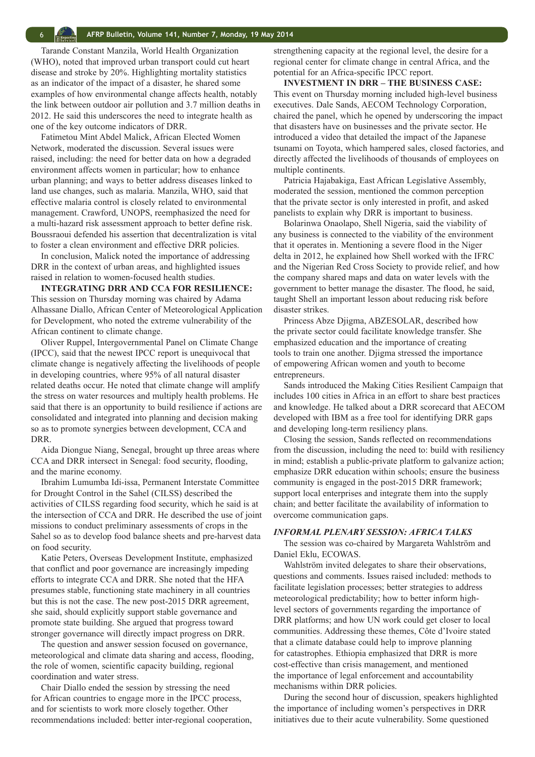Tarande Constant Manzila, World Health Organization (WHO), noted that improved urban transport could cut heart disease and stroke by 20%. Highlighting mortality statistics as an indicator of the impact of a disaster, he shared some examples of how environmental change affects health, notably the link between outdoor air pollution and 3.7 million deaths in 2012. He said this underscores the need to integrate health as one of the key outcome indicators of DRR.

Fatimetou Mint Abdel Malick, African Elected Women Network, moderated the discussion. Several issues were raised, including: the need for better data on how a degraded environment affects women in particular; how to enhance urban planning; and ways to better address diseases linked to land use changes, such as malaria. Manzila, WHO, said that effective malaria control is closely related to environmental management. Crawford, UNOPS, reemphasized the need for a multi-hazard risk assessment approach to better define risk. Boussraoui defended his assertion that decentralization is vital to foster a clean environment and effective DRR policies.

In conclusion, Malick noted the importance of addressing DRR in the context of urban areas, and highlighted issues raised in relation to women-focused health studies.

**INTEGRATING DRR AND CCA FOR RESILIENCE:** This session on Thursday morning was chaired by Adama Alhassane Diallo, African Center of Meteorological Application for Development, who noted the extreme vulnerability of the African continent to climate change.

Oliver Ruppel, Intergovernmental Panel on Climate Change (IPCC), said that the newest IPCC report is unequivocal that climate change is negatively affecting the livelihoods of people in developing countries, where 95% of all natural disaster related deaths occur. He noted that climate change will amplify the stress on water resources and multiply health problems. He said that there is an opportunity to build resilience if actions are consolidated and integrated into planning and decision making so as to promote synergies between development, CCA and DRR.

Aida Diongue Niang, Senegal, brought up three areas where CCA and DRR intersect in Senegal: food security, flooding, and the marine economy.

Ibrahim Lumumba Idi-issa, Permanent Interstate Committee for Drought Control in the Sahel (CILSS) described the activities of CILSS regarding food security, which he said is at the intersection of CCA and DRR. He described the use of joint missions to conduct preliminary assessments of crops in the Sahel so as to develop food balance sheets and pre-harvest data on food security.

Katie Peters, Overseas Development Institute, emphasized that conflict and poor governance are increasingly impeding efforts to integrate CCA and DRR. She noted that the HFA presumes stable, functioning state machinery in all countries but this is not the case. The new post-2015 DRR agreement, she said, should explicitly support stable governance and promote state building. She argued that progress toward stronger governance will directly impact progress on DRR.

The question and answer session focused on governance, meteorological and climate data sharing and access, flooding, the role of women, scientific capacity building, regional coordination and water stress.

Chair Diallo ended the session by stressing the need for African countries to engage more in the IPCC process, and for scientists to work more closely together. Other recommendations included: better inter-regional cooperation, strengthening capacity at the regional level, the desire for a regional center for climate change in central Africa, and the potential for an Africa-specific IPCC report.

**INVESTMENT IN DRR – THE BUSINESS CASE:** This event on Thursday morning included high-level business executives. Dale Sands, AECOM Technology Corporation, chaired the panel, which he opened by underscoring the impact that disasters have on businesses and the private sector. He introduced a video that detailed the impact of the Japanese tsunami on Toyota, which hampered sales, closed factories, and directly affected the livelihoods of thousands of employees on multiple continents.

Patricia Hajabakiga, East African Legislative Assembly, moderated the session, mentioned the common perception that the private sector is only interested in profit, and asked panelists to explain why DRR is important to business.

Bolarinwa Onaolapo, Shell Nigeria, said the viability of any business is connected to the viability of the environment that it operates in. Mentioning a severe flood in the Niger delta in 2012, he explained how Shell worked with the IFRC and the Nigerian Red Cross Society to provide relief, and how the company shared maps and data on water levels with the government to better manage the disaster. The flood, he said, taught Shell an important lesson about reducing risk before disaster strikes.

Princess Abze Djigma, ABZESOLAR, described how the private sector could facilitate knowledge transfer. She emphasized education and the importance of creating tools to train one another. Djigma stressed the importance of empowering African women and youth to become entrepreneurs.

Sands introduced the Making Cities Resilient Campaign that includes 100 cities in Africa in an effort to share best practices and knowledge. He talked about a DRR scorecard that AECOM developed with IBM as a free tool for identifying DRR gaps and developing long-term resiliency plans.

Closing the session, Sands reflected on recommendations from the discussion, including the need to: build with resiliency in mind; establish a public-private platform to galvanize action; emphasize DRR education within schools; ensure the business community is engaged in the post-2015 DRR framework; support local enterprises and integrate them into the supply chain; and better facilitate the availability of information to overcome communication gaps.

### *INFORMAL PLENARY SESSION: AFRICA TALKS*

The session was co-chaired by Margareta Wahlström and Daniel Eklu, ECOWAS.

Wahlström invited delegates to share their observations, questions and comments. Issues raised included: methods to facilitate legislation processes; better strategies to address meteorological predictability; how to better inform high-level sectors of governments regarding the importance of DRR platforms; and how UN work could get closer to local communities. Addressing these themes, Côte d'Ivoire stated that a climate database could help to improve planning for catastrophes. Ethiopia emphasized that DRR is more cost-effective than crisis management, and mentioned the importance of legal enforcement and accountability mechanisms within DRR policies.

During the second hour of discussion, speakers highlighted the importance of including women's perspectives in DRR initiatives due to their acute vulnerability. Some questioned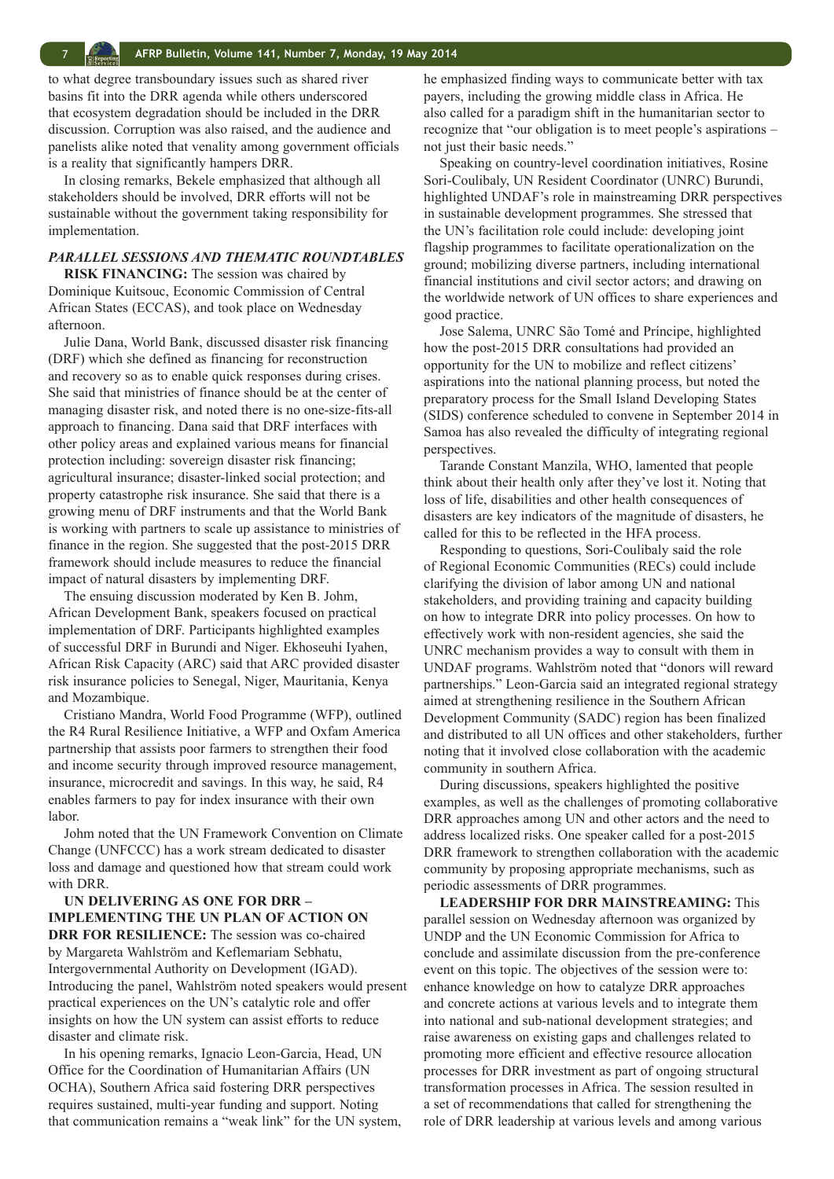to what degree transboundary issues such as shared river basins fit into the DRR agenda while others underscored that ecosystem degradation should be included in the DRR discussion. Corruption was also raised, and the audience and panelists alike noted that venality among government officials is a reality that significantly hampers DRR.

In closing remarks, Bekele emphasized that although all stakeholders should be involved, DRR efforts will not be sustainable without the government taking responsibility for implementation.

### *PARALLEL SESSIONS AND THEMATIC ROUNDTABLES*

**RISK FINANCING:** The session was chaired by Dominique Kuitsouc, Economic Commission of Central African States (ECCAS), and took place on Wednesday afternoon.

Julie Dana, World Bank, discussed disaster risk financing (DRF) which she defined as financing for reconstruction and recovery so as to enable quick responses during crises. She said that ministries of finance should be at the center of managing disaster risk, and noted there is no one-size-fits-all approach to financing. Dana said that DRF interfaces with other policy areas and explained various means for financial protection including: sovereign disaster risk financing; agricultural insurance; disaster-linked social protection; and property catastrophe risk insurance. She said that there is a growing menu of DRF instruments and that the World Bank is working with partners to scale up assistance to ministries of finance in the region. She suggested that the post-2015 DRR framework should include measures to reduce the financial impact of natural disasters by implementing DRF.

The ensuing discussion moderated by Ken B. Johm, African Development Bank, speakers focused on practical implementation of DRF. Participants highlighted examples of successful DRF in Burundi and Niger. Ekhoseuhi Iyahen, African Risk Capacity (ARC) said that ARC provided disaster risk insurance policies to Senegal, Niger, Mauritania, Kenya and Mozambique.

Cristiano Mandra, World Food Programme (WFP), outlined the R4 Rural Resilience Initiative, a WFP and Oxfam America partnership that assists poor farmers to strengthen their food and income security through improved resource management, insurance, microcredit and savings. In this way, he said, R4 enables farmers to pay for index insurance with their own labor.

Johm noted that the UN Framework Convention on Climate Change (UNFCCC) has a work stream dedicated to disaster loss and damage and questioned how that stream could work with DRR.

**UN DELIVERING AS ONE FOR DRR – IMPLEMENTING THE UN PLAN OF ACTION ON DRR FOR RESILIENCE:** The session was co-chaired by Margareta Wahlström and Keflemariam Sebhatu, Intergovernmental Authority on Development (IGAD). Introducing the panel, Wahlström noted speakers would present practical experiences on the UN's catalytic role and offer insights on how the UN system can assist efforts to reduce disaster and climate risk.

In his opening remarks, Ignacio Leon-Garcia, Head, UN Office for the Coordination of Humanitarian Affairs (UN OCHA), Southern Africa said fostering DRR perspectives requires sustained, multi-year funding and support. Noting that communication remains a "weak link" for the UN system, he emphasized finding ways to communicate better with tax payers, including the growing middle class in Africa. He also called for a paradigm shift in the humanitarian sector to recognize that "our obligation is to meet people's aspirations – not just their basic needs."

Speaking on country-level coordination initiatives, Rosine Sori-Coulibaly, UN Resident Coordinator (UNRC) Burundi, highlighted UNDAF's role in mainstreaming DRR perspectives in sustainable development programmes. She stressed that the UN's facilitation role could include: developing joint flagship programmes to facilitate operationalization on the ground; mobilizing diverse partners, including international financial institutions and civil sector actors; and drawing on the worldwide network of UN offices to share experiences and good practice.

Jose Salema, UNRC São Tomé and Príncipe, highlighted how the post-2015 DRR consultations had provided an opportunity for the UN to mobilize and reflect citizens' aspirations into the national planning process, but noted the preparatory process for the Small Island Developing States (SIDS) conference scheduled to convene in September 2014 in Samoa has also revealed the difficulty of integrating regional perspectives.

Tarande Constant Manzila, WHO, lamented that people think about their health only after they've lost it. Noting that loss of life, disabilities and other health consequences of disasters are key indicators of the magnitude of disasters, he called for this to be reflected in the HFA process.

Responding to questions, Sori-Coulibaly said the role of Regional Economic Communities (RECs) could include clarifying the division of labor among UN and national stakeholders, and providing training and capacity building on how to integrate DRR into policy processes. On how to effectively work with non-resident agencies, she said the UNRC mechanism provides a way to consult with them in UNDAF programs. Wahlström noted that "donors will reward partnerships." Leon-Garcia said an integrated regional strategy aimed at strengthening resilience in the Southern African Development Community (SADC) region has been finalized and distributed to all UN offices and other stakeholders, further noting that it involved close collaboration with the academic community in southern Africa.

During discussions, speakers highlighted the positive examples, as well as the challenges of promoting collaborative DRR approaches among UN and other actors and the need to address localized risks. One speaker called for a post-2015 DRR framework to strengthen collaboration with the academic community by proposing appropriate mechanisms, such as periodic assessments of DRR programmes.

**LEADERSHIP FOR DRR MAINSTREAMING:** This parallel session on Wednesday afternoon was organized by UNDP and the UN Economic Commission for Africa to conclude and assimilate discussion from the pre-conference event on this topic. The objectives of the session were to: enhance knowledge on how to catalyze DRR approaches and concrete actions at various levels and to integrate them into national and sub-national development strategies; and raise awareness on existing gaps and challenges related to promoting more efficient and effective resource allocation processes for DRR investment as part of ongoing structural transformation processes in Africa. The session resulted in a set of recommendations that called for strengthening the role of DRR leadership at various levels and among various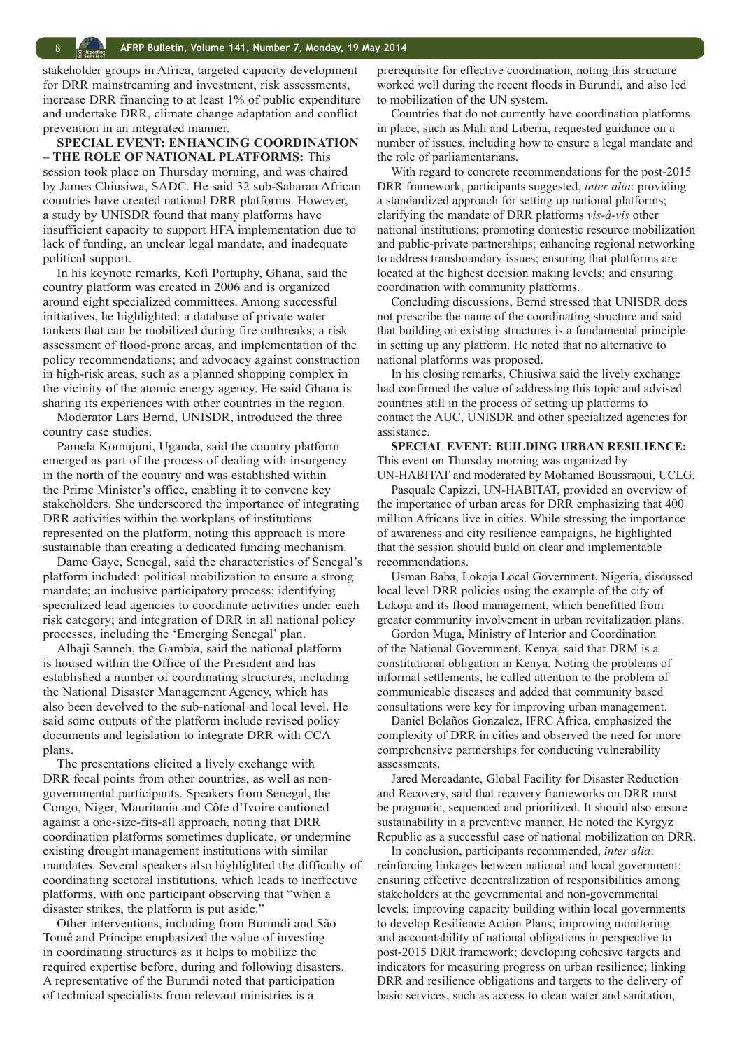stakeholder groups in Africa, targeted capacity development for DRR mainstreaming and investment, risk assessments, increase DRR financing to at least 1% of public expenditure and undertake DRR, climate change adaptation and conflict prevention in an integrated manner.

**SPECIAL EVENT: ENHANCING COORDINATION – THE ROLE OF NATIONAL PLATFORMS:** This session took place on Thursday morning, and was chaired by James Chiusiwa, SADC. He said 32 sub-Saharan African countries have created national DRR platforms. However, a study by UNISDR found that many platforms have insufficient capacity to support HFA implementation due to lack of funding, an unclear legal mandate, and inadequate political support.

In his keynote remarks, Kofi Portuphy, Ghana, said the country platform was created in 2006 and is organized around eight specialized committees. Among successful initiatives, he highlighted: a database of private water tankers that can be mobilized during fire outbreaks; a risk assessment of flood-prone areas, and implementation of the policy recommendations; and advocacy against construction in high-risk areas, such as a planned shopping complex in the vicinity of the atomic energy agency. He said Ghana is sharing its experiences with other countries in the region.

Moderator Lars Bernd, UNISDR, introduced the three country case studies.

Pamela Komujuni, Uganda, said the country platform emerged as part of the process of dealing with insurgency in the north of the country and was established within the Prime Minister's office, enabling it to convene key stakeholders. She underscored the importance of integrating DRR activities within the workplans of institutions represented on the platform, noting this approach is more sustainable than creating a dedicated funding mechanism.

Dame Gaye, Senegal, said the characteristics of Senegal's platform included: political mobilization to ensure a strong mandate; an inclusive participatory process; identifying specialized lead agencies to coordinate activities under each risk category; and integration of DRR in all national policy processes, including the 'Emerging Senegal' plan.

Alhaji Sanneh, the Gambia, said the national platform is housed within the Office of the President and has established a number of coordinating structures, including the National Disaster Management Agency, which has also been devolved to the sub-national and local level. He said some outputs of the platform include revised policy documents and legislation to integrate DRR with CCA plans.

The presentations elicited a lively exchange with DRR focal points from other countries, as well as non-governmental participants. Speakers from Senegal, the Congo, Niger, Mauritania and Côte d'Ivoire cautioned against a one-size-fits-all approach, noting that DRR coordination platforms sometimes duplicate, or undermine existing drought management institutions with similar mandates. Several speakers also highlighted the difficulty of coordinating sectoral institutions, which leads to ineffective platforms, with one participant observing that "when a disaster strikes, the platform is put aside."

Other interventions, including from Burundi and São Tomé and Príncipe emphasized the value of investing in coordinating structures as it helps to mobilize the required expertise before, during and following disasters. A representative of the Burundi noted that participation of technical specialists from relevant ministries is a prerequisite for effective coordination, noting this structure worked well during the recent floods in Burundi, and also led to mobilization of the UN system.

Countries that do not currently have coordination platforms in place, such as Mali and Liberia, requested guidance on a number of issues, including how to ensure a legal mandate and the role of parliamentarians.

With regard to concrete recommendations for the post-2015 DRR framework, participants suggested, *inter alia*: providing a standardized approach for setting up national platforms; clarifying the mandate of DRR platforms *vis-à-vis* other national institutions; promoting domestic resource mobilization and public-private partnerships; enhancing regional networking to address transboundary issues; ensuring that platforms are located at the highest decision making levels; and ensuring coordination with community platforms.

Concluding discussions, Bernd stressed that UNISDR does not prescribe the name of the coordinating structure and said that building on existing structures is a fundamental principle in setting up any platform. He noted that no alternative to national platforms was proposed.

In his closing remarks, Chiusiwa said the lively exchange had confirmed the value of addressing this topic and advised countries still in the process of setting up platforms to contact the AUC, UNISDR and other specialized agencies for assistance.

**SPECIAL EVENT: BUILDING URBAN RESILIENCE:** This event on Thursday morning was organized by UN-HABITAT and moderated by Mohamed Boussraoui, UCLG.

Pasquale Capizzi, UN-HABITAT, provided an overview of the importance of urban areas for DRR emphasizing that 400 million Africans live in cities. While stressing the importance of awareness and city resilience campaigns, he highlighted that the session should build on clear and implementable recommendations.

Usman Baba, Lokoja Local Government, Nigeria, discussed local level DRR policies using the example of the city of Lokoja and its flood management, which benefitted from greater community involvement in urban revitalization plans.

Gordon Muga, Ministry of Interior and Coordination of the National Government, Kenya, said that DRM is a constitutional obligation in Kenya. Noting the problems of informal settlements, he called attention to the problem of communicable diseases and added that community based consultations were key for improving urban management.

Daniel Bolaños Gonzalez, IFRC Africa, emphasized the complexity of DRR in cities and observed the need for more comprehensive partnerships for conducting vulnerability assessments.

Jared Mercadante, Global Facility for Disaster Reduction and Recovery, said that recovery frameworks on DRR must be pragmatic, sequenced and prioritized. It should also ensure sustainability in a preventive manner. He noted the Kyrgyz Republic as a successful case of national mobilization on DRR.

In conclusion, participants recommended, *inter alia*: reinforcing linkages between national and local government; ensuring effective decentralization of responsibilities among stakeholders at the governmental and non-governmental levels; improving capacity building within local governments to develop Resilience Action Plans; improving monitoring and accountability of national obligations in perspective to post-2015 DRR framework; developing cohesive targets and indicators for measuring progress on urban resilience; linking DRR and resilience obligations and targets to the delivery of basic services, such as access to clean water and sanitation,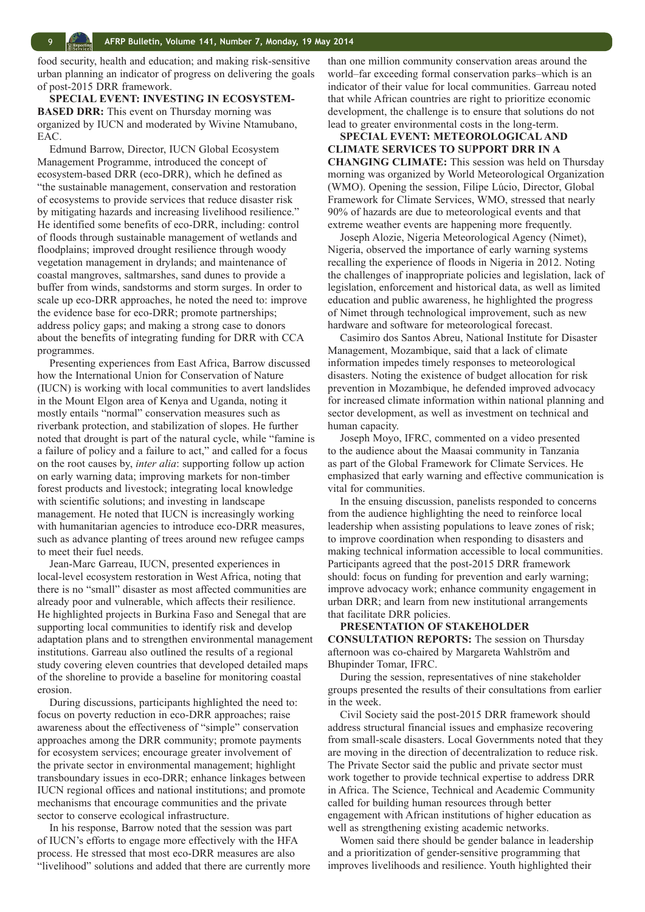food security, health and education; and making risk-sensitive urban planning an indicator of progress on delivering the goals of post-2015 DRR framework.

**SPECIAL EVENT: INVESTING IN ECOSYSTEM-BASED DRR:** This event on Thursday morning was organized by IUCN and moderated by Wivine Ntamubano, EAC.

Edmund Barrow, Director, IUCN Global Ecosystem Management Programme, introduced the concept of ecosystem-based DRR (eco-DRR), which he defined as "the sustainable management, conservation and restoration of ecosystems to provide services that reduce disaster risk by mitigating hazards and increasing livelihood resilience." He identified some benefits of eco-DRR, including: control of floods through sustainable management of wetlands and floodplains; improved drought resilience through woody vegetation management in drylands; and maintenance of coastal mangroves, saltmarshes, sand dunes to provide a buffer from winds, sandstorms and storm surges. In order to scale up eco-DRR approaches, he noted the need to: improve the evidence base for eco-DRR; promote partnerships; address policy gaps; and making a strong case to donors about the benefits of integrating funding for DRR with CCA programmes.

Presenting experiences from East Africa, Barrow discussed how the International Union for Conservation of Nature (IUCN) is working with local communities to avert landslides in the Mount Elgon area of Kenya and Uganda, noting it mostly entails "normal" conservation measures such as riverbank protection, and stabilization of slopes. He further noted that drought is part of the natural cycle, while "famine is a failure of policy and a failure to act," and called for a focus on the root causes by, *inter alia*: supporting follow up action on early warning data; improving markets for non-timber forest products and livestock; integrating local knowledge with scientific solutions; and investing in landscape management. He noted that IUCN is increasingly working with humanitarian agencies to introduce eco-DRR measures, such as advance planting of trees around new refugee camps to meet their fuel needs.

Jean-Marc Garreau, IUCN, presented experiences in local-level ecosystem restoration in West Africa, noting that there is no "small" disaster as most affected communities are already poor and vulnerable, which affects their resilience. He highlighted projects in Burkina Faso and Senegal that are supporting local communities to identify risk and develop adaptation plans and to strengthen environmental management institutions. Garreau also outlined the results of a regional study covering eleven countries that developed detailed maps of the shoreline to provide a baseline for monitoring coastal erosion.

During discussions, participants highlighted the need to: focus on poverty reduction in eco-DRR approaches; raise awareness about the effectiveness of "simple" conservation approaches among the DRR community; promote payments for ecosystem services; encourage greater involvement of the private sector in environmental management; highlight transboundary issues in eco-DRR; enhance linkages between IUCN regional offices and national institutions; and promote mechanisms that encourage communities and the private sector to conserve ecological infrastructure.

In his response, Barrow noted that the session was part of IUCN's efforts to engage more effectively with the HFA process. He stressed that most eco-DRR measures are also "livelihood" solutions and added that there are currently more than one million community conservation areas around the world–far exceeding formal conservation parks–which is an indicator of their value for local communities. Garreau noted that while African countries are right to prioritize economic development, the challenge is to ensure that solutions do not lead to greater environmental costs in the long-term.

**SPECIAL EVENT: METEOROLOGICAL AND CLIMATE SERVICES TO SUPPORT DRR IN A CHANGING CLIMATE:** This session was held on Thursday morning was organized by World Meteorological Organization (WMO). Opening the session, Filipe Lúcio, Director, Global Framework for Climate Services, WMO, stressed that nearly 90% of hazards are due to meteorological events and that extreme weather events are happening more frequently.

Joseph Alozie, Nigeria Meteorological Agency (Nimet), Nigeria, observed the importance of early warning systems recalling the experience of floods in Nigeria in 2012. Noting the challenges of inappropriate policies and legislation, lack of legislation, enforcement and historical data, as well as limited education and public awareness, he highlighted the progress of Nimet through technological improvement, such as new hardware and software for meteorological forecast.

Casimiro dos Santos Abreu, National Institute for Disaster Management, Mozambique, said that a lack of climate information impedes timely responses to meteorological disasters. Noting the existence of budget allocation for risk prevention in Mozambique, he defended improved advocacy for increased climate information within national planning and sector development, as well as investment on technical and human capacity.

Joseph Moyo, IFRC, commented on a video presented to the audience about the Maasai community in Tanzania as part of the Global Framework for Climate Services. He emphasized that early warning and effective communication is vital for communities.

In the ensuing discussion, panelists responded to concerns from the audience highlighting the need to reinforce local leadership when assisting populations to leave zones of risk; to improve coordination when responding to disasters and making technical information accessible to local communities. Participants agreed that the post-2015 DRR framework should: focus on funding for prevention and early warning; improve advocacy work; enhance community engagement in urban DRR; and learn from new institutional arrangements that facilitate DRR policies.

**PRESENTATION OF STAKEHOLDER CONSULTATION REPORTS:** The session on Thursday afternoon was co-chaired by Margareta Wahlström and Bhupinder Tomar, IFRC.

During the session, representatives of nine stakeholder groups presented the results of their consultations from earlier in the week.

Civil Society said the post-2015 DRR framework should address structural financial issues and emphasize recovering from small-scale disasters. Local Governments noted that they are moving in the direction of decentralization to reduce risk. The Private Sector said the public and private sector must work together to provide technical expertise to address DRR in Africa. The Science, Technical and Academic Community called for building human resources through better engagement with African institutions of higher education as well as strengthening existing academic networks.

Women said there should be gender balance in leadership and a prioritization of gender-sensitive programming that improves livelihoods and resilience. Youth highlighted their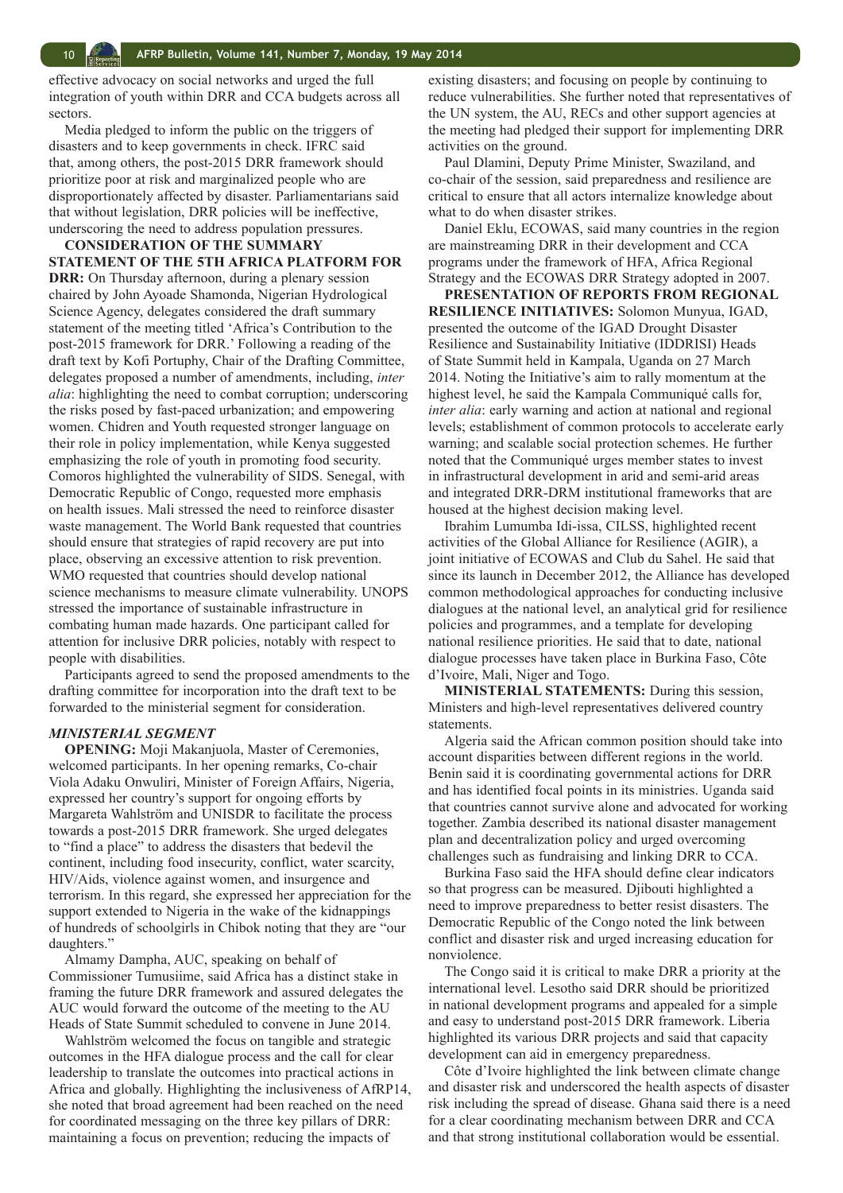effective advocacy on social networks and urged the full integration of youth within DRR and CCA budgets across all sectors.

Media pledged to inform the public on the triggers of disasters and to keep governments in check. IFRC said that, among others, the post-2015 DRR framework should prioritize poor at risk and marginalized people who are disproportionately affected by disaster. Parliamentarians said that without legislation, DRR policies will be ineffective, underscoring the need to address population pressures.

**CONSIDERATION OF THE SUMMARY STATEMENT OF THE 5TH AFRICA PLATFORM FOR DRR:** On Thursday afternoon, during a plenary session chaired by John Ayoade Shamonda, Nigerian Hydrological Science Agency, delegates considered the draft summary statement of the meeting titled 'Africa's Contribution to the post-2015 framework for DRR.' Following a reading of the draft text by Kofi Portuphy, Chair of the Drafting Committee, delegates proposed a number of amendments, including, *inter alia*: highlighting the need to combat corruption; underscoring the risks posed by fast-paced urbanization; and empowering women. Chidren and Youth requested stronger language on their role in policy implementation, while Kenya suggested emphasizing the role of youth in promoting food security. Comoros highlighted the vulnerability of SIDS. Senegal, with Democratic Republic of Congo, requested more emphasis on health issues. Mali stressed the need to reinforce disaster waste management. The World Bank requested that countries should ensure that strategies of rapid recovery are put into place, observing an excessive attention to risk prevention. WMO requested that countries should develop national science mechanisms to measure climate vulnerability. UNOPS stressed the importance of sustainable infrastructure in combating human made hazards. One participant called for attention for inclusive DRR policies, notably with respect to people with disabilities.

Participants agreed to send the proposed amendments to the drafting committee for incorporation into the draft text to be forwarded to the ministerial segment for consideration.

### *MINISTERIAL SEGMENT*

**OPENING:** Moji Makanjuola, Master of Ceremonies, welcomed participants. In her opening remarks, Co-chair Viola Adaku Onwuliri, Minister of Foreign Affairs, Nigeria, expressed her country's support for ongoing efforts by Margareta Wahlström and UNISDR to facilitate the process towards a post-2015 DRR framework. She urged delegates to "find a place" to address the disasters that bedevil the continent, including food insecurity, conflict, water scarcity, HIV/Aids, violence against women, and insurgence and terrorism. In this regard, she expressed her appreciation for the support extended to Nigeria in the wake of the kidnappings of hundreds of schoolgirls in Chibok noting that they are "our daughters."

Almamy Dampha, AUC, speaking on behalf of Commissioner Tumusiime, said Africa has a distinct stake in framing the future DRR framework and assured delegates the AUC would forward the outcome of the meeting to the AU Heads of State Summit scheduled to convene in June 2014.

Wahlström welcomed the focus on tangible and strategic outcomes in the HFA dialogue process and the call for clear leadership to translate the outcomes into practical actions in Africa and globally. Highlighting the inclusiveness of AfRP14, she noted that broad agreement had been reached on the need for coordinated messaging on the three key pillars of DRR: maintaining a focus on prevention; reducing the impacts of existing disasters; and focusing on people by continuing to reduce vulnerabilities. She further noted that representatives of the UN system, the AU, RECs and other support agencies at the meeting had pledged their support for implementing DRR activities on the ground.

Paul Dlamini, Deputy Prime Minister, Swaziland, and co-chair of the session, said preparedness and resilience are critical to ensure that all actors internalize knowledge about what to do when disaster strikes.

Daniel Eklu, ECOWAS, said many countries in the region are mainstreaming DRR in their development and CCA programs under the framework of HFA, Africa Regional Strategy and the ECOWAS DRR Strategy adopted in 2007.

**PRESENTATION OF REPORTS FROM REGIONAL RESILIENCE INITIATIVES:** Solomon Munyua, IGAD, presented the outcome of the IGAD Drought Disaster Resilience and Sustainability Initiative (IDDRISI) Heads of State Summit held in Kampala, Uganda on 27 March 2014. Noting the Initiative's aim to rally momentum at the highest level, he said the Kampala Communiqué calls for, *inter alia*: early warning and action at national and regional levels; establishment of common protocols to accelerate early warning; and scalable social protection schemes. He further noted that the Communiqué urges member states to invest in infrastructural development in arid and semi-arid areas and integrated DRR-DRM institutional frameworks that are housed at the highest decision making level.

Ibrahim Lumumba Idi-issa, CILSS, highlighted recent activities of the Global Alliance for Resilience (AGIR), a joint initiative of ECOWAS and Club du Sahel. He said that since its launch in December 2012, the Alliance has developed common methodological approaches for conducting inclusive dialogues at the national level, an analytical grid for resilience policies and programmes, and a template for developing national resilience priorities. He said that to date, national dialogue processes have taken place in Burkina Faso, Côte d'Ivoire, Mali, Niger and Togo.

**MINISTERIAL STATEMENTS:** During this session, Ministers and high-level representatives delivered country statements.

Algeria said the African common position should take into account disparities between different regions in the world. Benin said it is coordinating governmental actions for DRR and has identified focal points in its ministries. Uganda said that countries cannot survive alone and advocated for working together. Zambia described its national disaster management plan and decentralization policy and urged overcoming challenges such as fundraising and linking DRR to CCA.

Burkina Faso said the HFA should define clear indicators so that progress can be measured. Djibouti highlighted a need to improve preparedness to better resist disasters. The Democratic Republic of the Congo noted the link between conflict and disaster risk and urged increasing education for nonviolence.

The Congo said it is critical to make DRR a priority at the international level. Lesotho said DRR should be prioritized in national development programs and appealed for a simple and easy to understand post-2015 DRR framework. Liberia highlighted its various DRR projects and said that capacity development can aid in emergency preparedness.

Côte d'Ivoire highlighted the link between climate change and disaster risk and underscored the health aspects of disaster risk including the spread of disease. Ghana said there is a need for a clear coordinating mechanism between DRR and CCA and that strong institutional collaboration would be essential.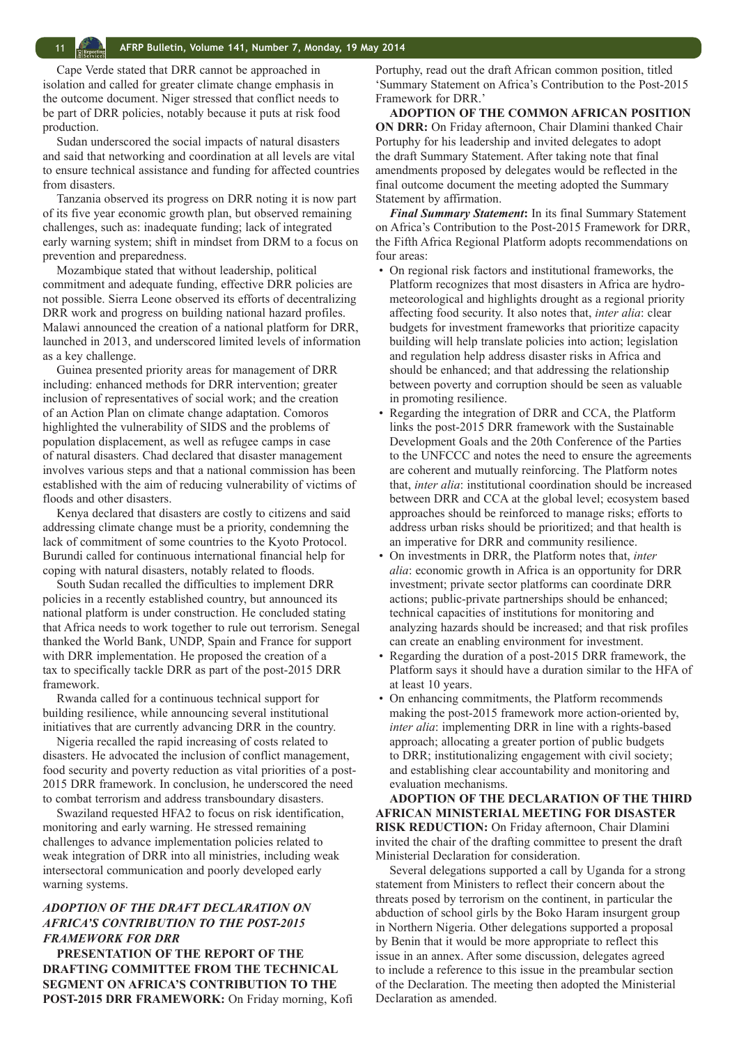Cape Verde stated that DRR cannot be approached in isolation and called for greater climate change emphasis in the outcome document. Niger stressed that conflict needs to be part of DRR policies, notably because it puts at risk food production.

Sudan underscored the social impacts of natural disasters and said that networking and coordination at all levels are vital to ensure technical assistance and funding for affected countries from disasters.

Tanzania observed its progress on DRR noting it is now part of its five year economic growth plan, but observed remaining challenges, such as: inadequate funding; lack of integrated early warning system; shift in mindset from DRM to a focus on prevention and preparedness.

Mozambique stated that without leadership, political commitment and adequate funding, effective DRR policies are not possible. Sierra Leone observed its efforts of decentralizing DRR work and progress on building national hazard profiles. Malawi announced the creation of a national platform for DRR, launched in 2013, and underscored limited levels of information as a key challenge.

Guinea presented priority areas for management of DRR including: enhanced methods for DRR intervention; greater inclusion of representatives of social work; and the creation of an Action Plan on climate change adaptation. Comoros highlighted the vulnerability of SIDS and the problems of population displacement, as well as refugee camps in case of natural disasters. Chad declared that disaster management involves various steps and that a national commission has been established with the aim of reducing vulnerability of victims of floods and other disasters.

Kenya declared that disasters are costly to citizens and said addressing climate change must be a priority, condemning the lack of commitment of some countries to the Kyoto Protocol. Burundi called for continuous international financial help for coping with natural disasters, notably related to floods.

South Sudan recalled the difficulties to implement DRR policies in a recently established country, but announced its national platform is under construction. He concluded stating that Africa needs to work together to rule out terrorism. Senegal thanked the World Bank, UNDP, Spain and France for support with DRR implementation. He proposed the creation of a tax to specifically tackle DRR as part of the post-2015 DRR framework.

Rwanda called for a continuous technical support for building resilience, while announcing several institutional initiatives that are currently advancing DRR in the country.

Nigeria recalled the rapid increasing of costs related to disasters. He advocated the inclusion of conflict management, food security and poverty reduction as vital priorities of a post-2015 DRR framework. In conclusion, he underscored the need to combat terrorism and address transboundary disasters.

Swaziland requested HFA2 to focus on risk identification, monitoring and early warning. He stressed remaining challenges to advance implementation policies related to weak integration of DRR into all ministries, including weak intersectoral communication and poorly developed early warning systems.

### *ADOPTION OF THE DRAFT DECLARATION ON AFRICA'S CONTRIBUTION TO THE POST-2015 FRAMEWORK FOR DRR*

**PRESENTATION OF THE REPORT OF THE DRAFTING COMMITTEE FROM THE TECHNICAL SEGMENT ON AFRICA'S CONTRIBUTION TO THE POST-2015 DRR FRAMEWORK:** On Friday morning, Kofi Portuphy, read out the draft African common position, titled 'Summary Statement on Africa's Contribution to the Post-2015 Framework for DRR.'

**ADOPTION OF THE COMMON AFRICAN POSITION ON DRR:** On Friday afternoon, Chair Dlamini thanked Chair Portuphy for his leadership and invited delegates to adopt the draft Summary Statement. After taking note that final amendments proposed by delegates would be reflected in the final outcome document the meeting adopted the Summary Statement by affirmation.

***Final Summary Statement*:** In its final Summary Statement on Africa's Contribution to the Post-2015 Framework for DRR, the Fifth Africa Regional Platform adopts recommendations on four areas:

- On regional risk factors and institutional frameworks, the Platform recognizes that most disasters in Africa are hydro-meteorological and highlights drought as a regional priority affecting food security. It also notes that, *inter alia*: clear budgets for investment frameworks that prioritize capacity building will help translate policies into action; legislation and regulation help address disaster risks in Africa and should be enhanced; and that addressing the relationship between poverty and corruption should be seen as valuable in promoting resilience.
- Regarding the integration of DRR and CCA, the Platform links the post-2015 DRR framework with the Sustainable Development Goals and the 20th Conference of the Parties to the UNFCCC and notes the need to ensure the agreements are coherent and mutually reinforcing. The Platform notes that, *inter alia*: institutional coordination should be increased between DRR and CCA at the global level; ecosystem based approaches should be reinforced to manage risks; efforts to address urban risks should be prioritized; and that health is an imperative for DRR and community resilience.
- On investments in DRR, the Platform notes that, *inter alia*: economic growth in Africa is an opportunity for DRR investment; private sector platforms can coordinate DRR actions; public-private partnerships should be enhanced; technical capacities of institutions for monitoring and analyzing hazards should be increased; and that risk profiles can create an enabling environment for investment.
- Regarding the duration of a post-2015 DRR framework, the Platform says it should have a duration similar to the HFA of at least 10 years.
- On enhancing commitments, the Platform recommends making the post-2015 framework more action-oriented by, *inter alia*: implementing DRR in line with a rights-based approach; allocating a greater portion of public budgets to DRR; institutionalizing engagement with civil society; and establishing clear accountability and monitoring and evaluation mechanisms.

**ADOPTION OF THE DECLARATION OF THE THIRD AFRICAN MINISTERIAL MEETING FOR DISASTER RISK REDUCTION:** On Friday afternoon, Chair Dlamini invited the chair of the drafting committee to present the draft Ministerial Declaration for consideration.

Several delegations supported a call by Uganda for a strong statement from Ministers to reflect their concern about the threats posed by terrorism on the continent, in particular the abduction of school girls by the Boko Haram insurgent group in Northern Nigeria. Other delegations supported a proposal by Benin that it would be more appropriate to reflect this issue in an annex. After some discussion, delegates agreed to include a reference to this issue in the preambular section of the Declaration. The meeting then adopted the Ministerial Declaration as amended.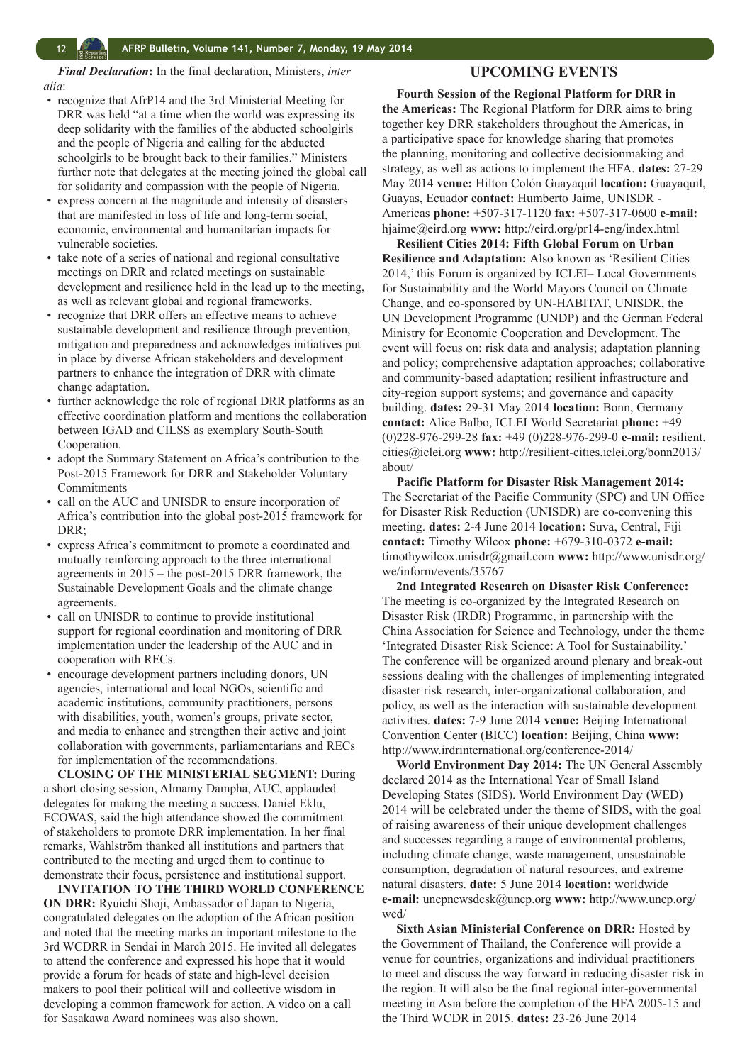***Final Declaration*****:** In the final declaration, Ministers, *inter alia*:

- recognize that AfrP14 and the 3rd Ministerial Meeting for DRR was held "at a time when the world was expressing its deep solidarity with the families of the abducted schoolgirls and the people of Nigeria and calling for the abducted schoolgirls to be brought back to their families." Ministers further note that delegates at the meeting joined the global call for solidarity and compassion with the people of Nigeria.
- express concern at the magnitude and intensity of disasters that are manifested in loss of life and long-term social, economic, environmental and humanitarian impacts for vulnerable societies.
- take note of a series of national and regional consultative meetings on DRR and related meetings on sustainable development and resilience held in the lead up to the meeting, as well as relevant global and regional frameworks.
- recognize that DRR offers an effective means to achieve sustainable development and resilience through prevention, mitigation and preparedness and acknowledges initiatives put in place by diverse African stakeholders and development partners to enhance the integration of DRR with climate change adaptation.
- further acknowledge the role of regional DRR platforms as an effective coordination platform and mentions the collaboration between IGAD and CILSS as exemplary South-South Cooperation.
- adopt the Summary Statement on Africa's contribution to the Post-2015 Framework for DRR and Stakeholder Voluntary Commitments
- call on the AUC and UNISDR to ensure incorporation of Africa's contribution into the global post-2015 framework for DRR;
- express Africa's commitment to promote a coordinated and mutually reinforcing approach to the three international agreements in 2015 – the post-2015 DRR framework, the Sustainable Development Goals and the climate change agreements.
- call on UNISDR to continue to provide institutional support for regional coordination and monitoring of DRR implementation under the leadership of the AUC and in cooperation with RECs.
- encourage development partners including donors, UN agencies, international and local NGOs, scientific and academic institutions, community practitioners, persons with disabilities, youth, women's groups, private sector, and media to enhance and strengthen their active and joint collaboration with governments, parliamentarians and RECs for implementation of the recommendations.

**CLOSING OF THE MINISTERIAL SEGMENT:** During a short closing session, Almamy Dampha, AUC, applauded delegates for making the meeting a success. Daniel Eklu, ECOWAS, said the high attendance showed the commitment of stakeholders to promote DRR implementation. In her final remarks, Wahlström thanked all institutions and partners that contributed to the meeting and urged them to continue to demonstrate their focus, persistence and institutional support.

**INVITATION TO THE THIRD WORLD CONFERENCE ON DRR:** Ryuichi Shoji, Ambassador of Japan to Nigeria, congratulated delegates on the adoption of the African position and noted that the meeting marks an important milestone to the 3rd WCDRR in Sendai in March 2015. He invited all delegates to attend the conference and expressed his hope that it would provide a forum for heads of state and high-level decision makers to pool their political will and collective wisdom in developing a common framework for action. A video on a call for Sasakawa Award nominees was also shown.

## UPCOMING EVENTS

**Fourth Session of the Regional Platform for DRR in the Americas:** The Regional Platform for DRR aims to bring together key DRR stakeholders throughout the Americas, in a participative space for knowledge sharing that promotes the planning, monitoring and collective decisionmaking and strategy, as well as actions to implement the HFA. **dates:** 27-29 May 2014 **venue:** Hilton Colón Guayaquil **location:** Guayaquil, Guayas, Ecuador **contact:** Humberto Jaime, UNISDR - Americas **phone:** +507-317-1120 **fax:** +507-317-0600 **e-mail:** hjaime@eird.org **www:** http://eird.org/pr14-eng/index.html

**Resilient Cities 2014: Fifth Global Forum on Urban Resilience and Adaptation:** Also known as 'Resilient Cities 2014,' this Forum is organized by ICLEI– Local Governments for Sustainability and the World Mayors Council on Climate Change, and co-sponsored by UN-HABITAT, UNISDR, the UN Development Programme (UNDP) and the German Federal Ministry for Economic Cooperation and Development. The event will focus on: risk data and analysis; adaptation planning and policy; comprehensive adaptation approaches; collaborative and community-based adaptation; resilient infrastructure and city-region support systems; and governance and capacity building. **dates:** 29-31 May 2014 **location:** Bonn, Germany **contact:** Alice Balbo, ICLEI World Secretariat **phone:** +49 (0)228-976-299-28 **fax:** +49 (0)228-976-299-0 **e-mail:** resilient.cities@iclei.org **www:** http://resilient-cities.iclei.org/bonn2013/about/

**Pacific Platform for Disaster Risk Management 2014:** The Secretariat of the Pacific Community (SPC) and UN Office for Disaster Risk Reduction (UNISDR) are co-convening this meeting. **dates:** 2-4 June 2014 **location:** Suva, Central, Fiji **contact:** Timothy Wilcox **phone:** +679-310-0372 **e-mail:** timothywilcox.unisdr@gmail.com **www:** http://www.unisdr.org/we/inform/events/35767

**2nd Integrated Research on Disaster Risk Conference:** The meeting is co-organized by the Integrated Research on Disaster Risk (IRDR) Programme, in partnership with the China Association for Science and Technology, under the theme 'Integrated Disaster Risk Science: A Tool for Sustainability.' The conference will be organized around plenary and break-out sessions dealing with the challenges of implementing integrated disaster risk research, inter-organizational collaboration, and policy, as well as the interaction with sustainable development activities. **dates:** 7-9 June 2014 **venue:** Beijing International Convention Center (BICC) **location:** Beijing, China **www:** http://www.irdrinternational.org/conference-2014/

**World Environment Day 2014:** The UN General Assembly declared 2014 as the International Year of Small Island Developing States (SIDS). World Environment Day (WED) 2014 will be celebrated under the theme of SIDS, with the goal of raising awareness of their unique development challenges and successes regarding a range of environmental problems, including climate change, waste management, unsustainable consumption, degradation of natural resources, and extreme natural disasters. **date:** 5 June 2014 **location:** worldwide **e-mail:** unepnewsdesk@unep.org **www:** http://www.unep.org/wed/

**Sixth Asian Ministerial Conference on DRR:** Hosted by the Government of Thailand, the Conference will provide a venue for countries, organizations and individual practitioners to meet and discuss the way forward in reducing disaster risk in the region. It will also be the final regional inter-governmental meeting in Asia before the completion of the HFA 2005-15 and the Third WCDR in 2015. **dates:** 23-26 June 2014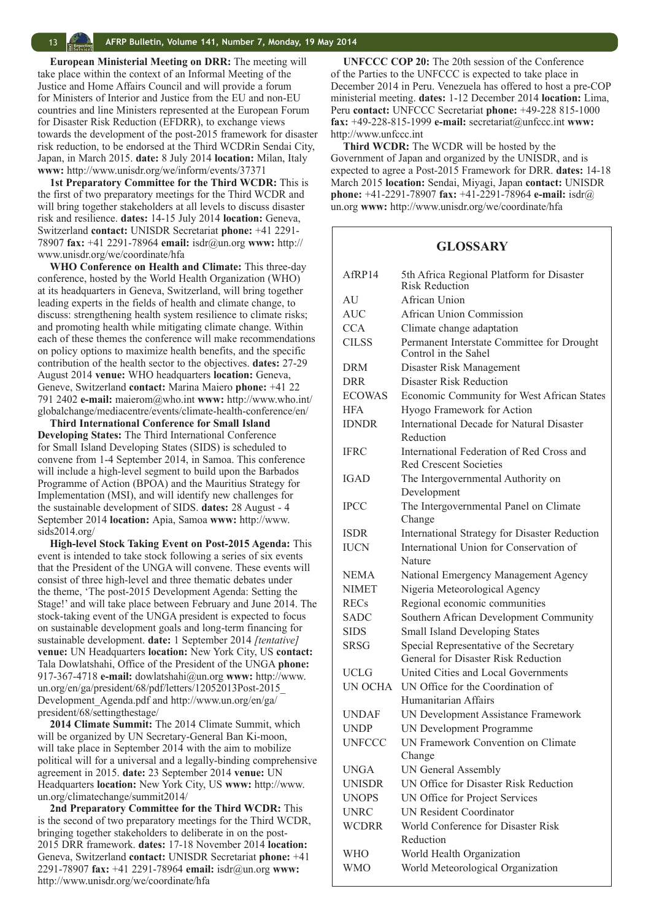**European Ministerial Meeting on DRR:** The meeting will take place within the context of an Informal Meeting of the Justice and Home Affairs Council and will provide a forum for Ministers of Interior and Justice from the EU and non-EU countries and line Ministers represented at the European Forum for Disaster Risk Reduction (EFDRR), to exchange views towards the development of the post-2015 framework for disaster risk reduction, to be endorsed at the Third WCDRin Sendai City, Japan, in March 2015. **date:** 8 July 2014 **location:** Milan, Italy **www:** http://www.unisdr.org/we/inform/events/37371

**1st Preparatory Committee for the Third WCDR:** This is the first of two preparatory meetings for the Third WCDR and will bring together stakeholders at all levels to discuss disaster risk and resilience. **dates:** 14-15 July 2014 **location:** Geneva, Switzerland **contact:** UNISDR Secretariat **phone:** +41 2291-78907 **fax:** +41 2291-78964 **email:** isdr@un.org **www:** http://www.unisdr.org/we/coordinate/hfa

**WHO Conference on Health and Climate:** This three-day conference, hosted by the World Health Organization (WHO) at its headquarters in Geneva, Switzerland, will bring together leading experts in the fields of health and climate change, to discuss: strengthening health system resilience to climate risks; and promoting health while mitigating climate change. Within each of these themes the conference will make recommendations on policy options to maximize health benefits, and the specific contribution of the health sector to the objectives. **dates:** 27-29 August 2014 **venue:** WHO headquarters **location:** Geneva, Geneve, Switzerland **contact:** Marina Maiero **phone:** +41 22 791 2402 **e-mail:** maierom@who.int **www:** http://www.who.int/globalchange/mediacentre/events/climate-health-conference/en/

**Third International Conference for Small Island Developing States:** The Third International Conference for Small Island Developing States (SIDS) is scheduled to convene from 1-4 September 2014, in Samoa. This conference will include a high-level segment to build upon the Barbados Programme of Action (BPOA) and the Mauritius Strategy for Implementation (MSI), and will identify new challenges for the sustainable development of SIDS. **dates:** 28 August - 4 September 2014 **location:** Apia, Samoa **www:** http://www.sids2014.org/

**High-level Stock Taking Event on Post-2015 Agenda:** This event is intended to take stock following a series of six events that the President of the UNGA will convene. These events will consist of three high-level and three thematic debates under the theme, 'The post-2015 Development Agenda: Setting the Stage!' and will take place between February and June 2014. The stock-taking event of the UNGA president is expected to focus on sustainable development goals and long-term financing for sustainable development. **date:** 1 September 2014 *[tentative]* **venue:** UN Headquarters **location:** New York City, US **contact:** Tala Dowlatshahi, Office of the President of the UNGA **phone:** 917-367-4718 **e-mail:** dowlatshahi@un.org **www:** http://www.un.org/en/ga/president/68/pdf/letters/12052013Post-2015_Development_Agenda.pdf and http://www.un.org/en/ga/president/68/settingthestage/

**2014 Climate Summit:** The 2014 Climate Summit, which will be organized by UN Secretary-General Ban Ki-moon, will take place in September 2014 with the aim to mobilize political will for a universal and a legally-binding comprehensive agreement in 2015. **date:** 23 September 2014 **venue:** UN Headquarters **location:** New York City, US **www:** http://www.un.org/climatechange/summit2014/

**2nd Preparatory Committee for the Third WCDR:** This is the second of two preparatory meetings for the Third WCDR, bringing together stakeholders to deliberate in on the post-2015 DRR framework. **dates:** 17-18 November 2014 **location:** Geneva, Switzerland **contact:** UNISDR Secretariat **phone:** +41 2291-78907 **fax:** +41 2291-78964 **email:** isdr@un.org **www:** http://www.unisdr.org/we/coordinate/hfa

**UNFCCC COP 20:** The 20th session of the Conference of the Parties to the UNFCCC is expected to take place in December 2014 in Peru. Venezuela has offered to host a pre-COP ministerial meeting. **dates:** 1-12 December 2014 **location:** Lima, Peru **contact:** UNFCCC Secretariat **phone:** +49-228 815-1000 **fax:** +49-228-815-1999 **e-mail:** secretariat@unfccc.int **www:** http://www.unfccc.int

**Third WCDR:** The WCDR will be hosted by the Government of Japan and organized by the UNISDR, and is expected to agree a Post-2015 Framework for DRR. **dates:** 14-18 March 2015 **location:** Sendai, Miyagi, Japan **contact:** UNISDR **phone:** +41-2291-78907 **fax:** +41-2291-78964 **e-mail:** isdr@un.org **www:** http://www.unisdr.org/we/coordinate/hfa

## GLOSSARY

| | |
|---|---|
| AfRP14 | 5th Africa Regional Platform for Disaster Risk Reduction |
| AU | African Union |
| AUC | African Union Commission |
| CCA | Climate change adaptation |
| CILSS | Permanent Interstate Committee for Drought Control in the Sahel |
| DRM | Disaster Risk Management |
| DRR | Disaster Risk Reduction |
| ECOWAS | Economic Community for West African States |
| HFA | Hyogo Framework for Action |
| IDNDR | International Decade for Natural Disaster Reduction |
| IFRC | International Federation of Red Cross and Red Crescent Societies |
| IGAD | The Intergovernmental Authority on Development |
| IPCC | The Intergovernmental Panel on Climate Change |
| ISDR | International Strategy for Disaster Reduction |
| IUCN | International Union for Conservation of Nature |
| NEMA | National Emergency Management Agency |
| NIMET | Nigeria Meteorological Agency |
| RECs | Regional economic communities |
| SADC | Southern African Development Community |
| SIDS | Small Island Developing States |
| SRSG | Special Representative of the Secretary General for Disaster Risk Reduction |
| UCLG | United Cities and Local Governments |
| UN OCHA | UN Office for the Coordination of Humanitarian Affairs |
| UNDAF | UN Development Assistance Framework |
| UNDP | UN Development Programme |
| UNFCCC | UN Framework Convention on Climate Change |
| UNGA | UN General Assembly |
| UNISDR | UN Office for Disaster Risk Reduction |
| UNOPS | UN Office for Project Services |
| UNRC | UN Resident Coordinator |
| WCDRR | World Conference for Disaster Risk Reduction |
| WHO | World Health Organization |
| WMO | World Meteorological Organization |